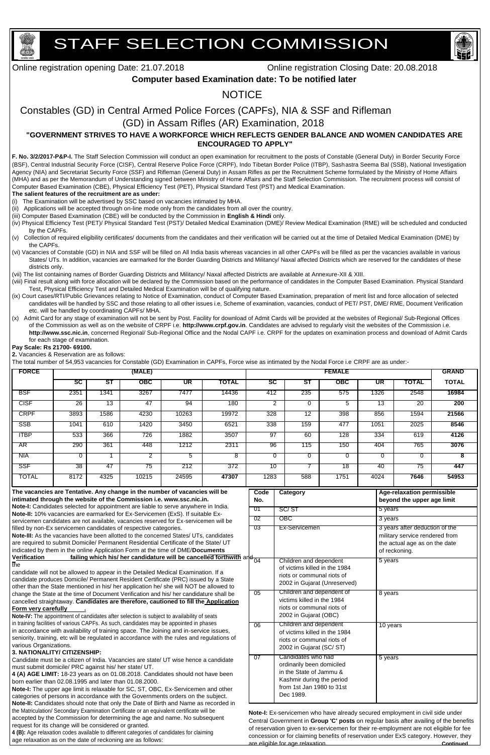# STAFF SELECTION COMMISSION

Online registration opening Date: 21.07.2018 Online registration Closing Date: 20.08.2018

**Computer based Examination date: To be notified later**

## NOTICE

## Constables (GD) in Central Armed Police Forces (CAPFs), NIA & SSF and Rifleman (GD) in Assam Rifles (AR) Examination, 2018

**"GOVERNMENT STRIVES TO HAVE A WORKFORCE WHICH REFLECTS GENDER BALANCE AND WOMEN CANDIDATES ARE ENCOURAGED TO APPLY"**

**F. No. 3/2/2017-P&P-I.** The Staff Selection Commission will conduct an open examination for recruitment to the posts of Constable (General Duty) in Border Security Force (BSF), Central Industrial Security Force (CISF), Central Reserve Police Force (CRPF), Indo Tibetan Border Police (ITBP), Sashastra Seema Bal (SSB), National Investigation Agency (NIA) and Secretariat Security Force (SSF) and Rifleman (General Duty) in Assam Rifles as per the Recruitment Scheme formulated by the Ministry of Home Affairs (MHA) and as per the Memorandum of Understanding signed between Ministry of Home Affairs and the Staff Selection Commission. The recruitment process will consist of Computer Based Examination (CBE), Physical Efficiency Test (PET), Physical Standard Test (PST) and Medical Examination.

**The salient features of the recruitment are as under:**

(i) The Examination will be advertised by SSC based on vacancies intimated by MHA.

(ii) Applications will be accepted through on-line mode only from the candidates from all over the country.

(iii) Computer Based Examination (CBE) will be conducted by the Commission in **English & Hindi** only.

(iv) Physical Efficiency Test (PET)/ Physical Standard Test (PST)/ Detailed Medical Examination (DME)/ Review Medical Examination (RME) will be scheduled and conducted by the CAPFs.

(v) Collection of required eligibility certificates/ documents from the candidates and their verification will be carried out at the time of Detailed Medical Examination (DME) by the CAPFs.

(vi) Vacancies of Constable (GD) in NIA and SSF will be filled on All India basis whereas vacancies in all other CAPFs will be filled as per the vacancies available in various States/ UTs. In addition, vacancies are earmarked for the Border Guarding Districts and Militancy/ Naxal affected Districts which are reserved for the candidates of these districts only.

(vii) The list containing names of Border Guarding Districts and Militancy/ Naxal affected Districts are available at Annexure-XII & XIII.

(viii) Final result along with force allocation will be declared by the Commission based on the performance of candidates in the Computer Based Examination. Physical Standard Test, Physical Efficiency Test and Detailed Medical Examination will be of qualifying nature.

(ix) Court cases/RTI/Public Grievances relating to Notice of Examination, conduct of Computer Based Examination, preparation of merit list and force allocation of selected candidates will be handled by SSC and those relating to all other issues i.e, Scheme of examination, vacancies, conduct of PET/ PST, DME/ RME, Document Verification etc. will be handled by coordinating CAPFs/ MHA.

(x) Admit Card for any stage of examination will not be sent by Post. Facility for download of Admit Cards will be provided at the websites of Regional/ Sub-Regional Offices of the Commission as well as on the website of CRPF i.e. **http://www.crpf.gov.in**. Candidates are advised to regularly visit the websites of the Commission i.e. **http://www.ssc.nic.in**, concerned Regional/ Sub-Regional Office and the Nodal CAPF i.e. CRPF for the updates on examination process and download of Admit Cards for each stage of examination.

**Pay Scale: Rs 21700- 69100.**

**2.** Vacancies & Reservation are as follows:

The total number of 54,953 vacancies for Constable (GD) Examination in CAPFs, Force wise as intimated by the Nodal Force i.e CRPF are as under:-

| FORCE | (MALE) | | | | | FEMALE | | | | | GRAND |
|---|---|---|---|---|---|---|---|---|---|---|---|
| | SC | ST | OBC | UR | TOTAL | SC | ST | OBC | UR | TOTAL | TOTAL |
| BSF | 2351 | 1341 | 3267 | 7477 | 14436 | 412 | 235 | 575 | 1326 | 2548 | **16984** |
| CISF | 26 | 13 | 47 | 94 | 180 | 2 | 0 | 5 | 13 | 20 | **200** |
| CRPF | 3893 | 1586 | 4230 | 10263 | 19972 | 328 | 12 | 398 | 856 | 1594 | **21566** |
| SSB | 1041 | 610 | 1420 | 3450 | 6521 | 338 | 159 | 477 | 1051 | 2025 | **8546** |
| ITBP | 533 | 366 | 726 | 1882 | 3507 | 97 | 60 | 128 | 334 | 619 | **4126** |
| AR | 290 | 361 | 448 | 1212 | 2311 | 96 | 115 | 150 | 404 | 765 | **3076** |
| NIA | 0 | 1 | 2 | 5 | 8 | 0 | 0 | 0 | 0 | 0 | **8** |
| SSF | 38 | 47 | 75 | 212 | 372 | 10 | 7 | 18 | 40 | 75 | **447** |
| TOTAL | 8172 | 4325 | 10215 | 24595 | **47307** | 1283 | 588 | 1751 | 4024 | **7646** | **54953** |

**The vacancies are Tentative. Any change in the number of vacancies will be intimated through the website of the Commission i.e. www.ssc.nic.in.**

**Note-I:** Candidates selected for appointment are liable to serve anywhere in India.

**Note-II:** 10% vacancies are earmarked for Ex-Servicemen (ExS). If suitable Ex-servicemen candidates are not available, vacancies reserved for Ex-servicemen will be filled by non-Ex servicemen candidates of respective categories.

**Note-III:** As the vacancies have been allotted to the concerned States/ UTs, candidates are required to submit Domicile/ Permanent Residential Certificate of the State/ UT indicated by them in the online Application Form at the time of DME/**Documents Verification failing which his/ her candidature will be cancelled forthwith** and the candidate will not be allowed to appear in the Detailed Medical Examination. If a candidate produces Domicile/ Permanent Resident Certificate (PRC) issued by a State other than the State mentioned in his/ her application he/ she will NOT be allowed to change the State at the time of Document Verification and his/ her candidature shall be cancelled straightaway. **Candidates are therefore, cautioned to fill the Application Form very carefully.**

**Note-IV:** The appointment of candidates after selection is subject to availability of seats in training facilities of various CAPFs. As such, candidates may be appointed in phases in accordance with availability of training space. The Joining and in-service issues, seniority, training, etc will be regulated in accordance with the rules and regulations of various Organizations.

**3. NATIONALITY/ CITIZENSHIP:**

Candidate must be a citizen of India. Vacancies are state/ UT wise hence a candidate must submit domicile/ PRC against his/ her state/ UT.

**4 (A) AGE LIMIT:** 18-23 years as on 01.08.2018. Candidates should not have been born earlier than 02.08.1995 and later than 01.08.2000.

**Note-I:** The upper age limit is relaxable for SC, ST, OBC, Ex-Servicemen and other categories of persons in accordance with the Governments orders on the subject.

**Note-II:** Candidates should note that only the Date of Birth and Name as recorded in the Matriculation/ Secondary Examination Certificate or an equivalent certificate will be accepted by the Commission for determining the age and name. No subsequent request for its change will be considered or granted.

**4 (B):** Age relaxation codes available to different categories of candidates for claiming age relaxation as on the date of reckoning are as follows:

| Code No. | Category | Age-relaxation permissible beyond the upper age limit |
|---|---|---|
| 01 | SC/ ST | 5 years |
| 02 | OBC | 3 years |
| 03 | Ex-Servicemen | 3 years after deduction of the military service rendered from the actual age as on the date of reckoning. |
| 04 | Children and dependent of victims killed in the 1984 riots or communal riots of 2002 in Gujarat (Unreserved) | 5 years |
| 05 | Children and dependent of victims killed in the 1984 riots or communal riots of 2002 in Gujarat (OBC) | 8 years |
| 06 | Children and dependent of victims killed in the 1984 riots or communal riots of 2002 in Gujarat (SC/ ST) | 10 years |
| 07 | Candidates who had ordinarily been domiciled in the State of Jammu & Kashmir during the period from 1st Jan 1980 to 31st Dec 1989. | 5 years |

**Note-I:** Ex-servicemen who have already secured employment in civil side under Central Government in **Group 'C' posts** on regular basis after availing of the benefits of reservation given to ex-servicemen for their re-employment are not eligible for fee concession or for claiming benefits of reservation under ExS category. However, they are eligible for age relaxation.

**Continued**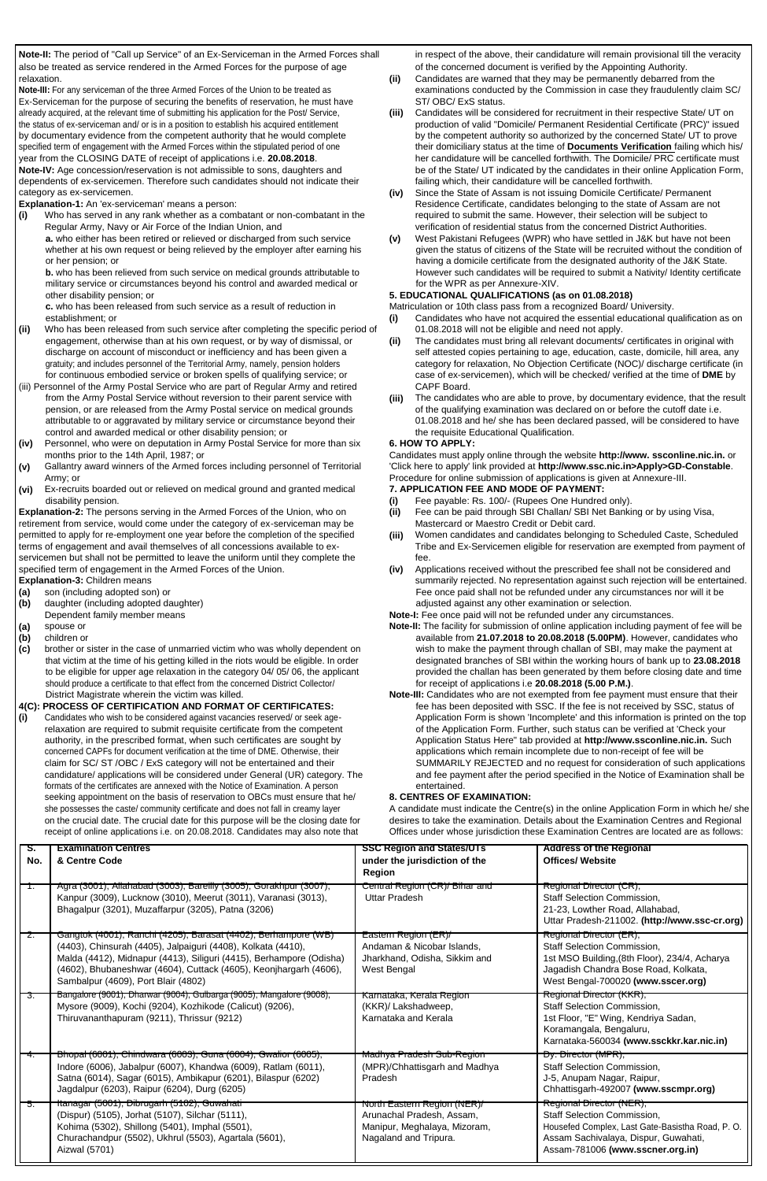**Note-II:** The period of "Call up Service" of an Ex-Serviceman in the Armed Forces shall also be treated as service rendered in the Armed Forces for the purpose of age relaxation.

**Note-III:** For any serviceman of the three Armed Forces of the Union to be treated as Ex-Serviceman for the purpose of securing the benefits of reservation, he must have already acquired, at the relevant time of submitting his application for the Post/ Service, the status of ex-serviceman and/ or is in a position to establish his acquired entitlement by documentary evidence from the competent authority that he would complete specified term of engagement with the Armed Forces within the stipulated period of one year from the CLOSING DATE of receipt of applications i.e. **20.08.2018**.

**Note-IV:** Age concession/reservation is not admissible to sons, daughters and dependents of ex-servicemen. Therefore such candidates should not indicate their category as ex-servicemen.

**Explanation-1:** An 'ex-serviceman' means a person:

**(i)** Who has served in any rank whether as a combatant or non-combatant in the Regular Army, Navy or Air Force of the Indian Union, and

**a.** who either has been retired or relieved or discharged from such service whether at his own request or being relieved by the employer after earning his or her pension; or

**b.** who has been relieved from such service on medical grounds attributable to military service or circumstances beyond his control and awarded medical or other disability pension; or

**c.** who has been released from such service as a result of reduction in establishment; or

**(ii)** Who has been released from such service after completing the specific period of engagement, otherwise than at his own request, or by way of dismissal, or discharge on account of misconduct or inefficiency and has been given a gratuity; and includes personnel of the Territorial Army, namely, pension holders for continuous embodied service or broken spells of qualifying service; or

(iii) Personnel of the Army Postal Service who are part of Regular Army and retired from the Army Postal Service without reversion to their parent service with pension, or are released from the Army Postal service on medical grounds attributable to or aggravated by military service or circumstance beyond their control and awarded medical or other disability pension; or

**(iv)** Personnel, who were on deputation in Army Postal Service for more than six months prior to the 14th April, 1987; or

**(v)** Gallantry award winners of the Armed forces including personnel of Territorial Army; or

**(vi)** Ex-recruits boarded out or relieved on medical ground and granted medical disability pension.

**Explanation-2:** The persons serving in the Armed Forces of the Union, who on retirement from service, would come under the category of ex-serviceman may be permitted to apply for re-employment one year before the completion of the specified terms of engagement and avail themselves of all concessions available to ex-servicemen but shall not be permitted to leave the uniform until they complete the specified term of engagement in the Armed Forces of the Union.

**Explanation-3:** Children means

**(a)** son (including adopted son) or

**(b)** daughter (including adopted daughter)

Dependent family member means

**(a)** spouse or

**(b)** children or

**(c)** brother or sister in the case of unmarried victim who was wholly dependent on that victim at the time of his getting killed in the riots would be eligible. In order to be eligible for upper age relaxation in the category 04/ 05/ 06, the applicant should produce a certificate to that effect from the concerned District Collector/ District Magistrate wherein the victim was killed.

**4(C): PROCESS OF CERTIFICATION AND FORMAT OF CERTIFICATES:**

**(i)** Candidates who wish to be considered against vacancies reserved/ or seek age-relaxation are required to submit requisite certificate from the competent authority, in the prescribed format, when such certificates are sought by concerned CAPFs for document verification at the time of DME. Otherwise, their claim for SC/ ST /OBC / ExS category will not be entertained and their candidature/ applications will be considered under General (UR) category. The formats of the certificates are annexed with the Notice of Examination. A person seeking appointment on the basis of reservation to OBCs must ensure that he/ she possesses the caste/ community certificate and does not fall in creamy layer on the crucial date. The crucial date for this purpose will be the closing date for receipt of online applications i.e. on 20.08.2018. Candidates may also note that in respect of the above, their candidature will remain provisional till the veracity of the concerned document is verified by the Appointing Authority.

**(ii)** Candidates are warned that they may be permanently debarred from the examinations conducted by the Commission in case they fraudulently claim SC/ ST/ OBC/ ExS status.

**(iii)** Candidates will be considered for recruitment in their respective State/ UT on production of valid "Domicile/ Permanent Residential Certificate (PRC)" issued by the competent authority so authorized by the concerned State/ UT to prove their domiciliary status at the time of **Documents Verification** failing which his/ her candidature will be cancelled forthwith. The Domicile/ PRC certificate must be of the State/ UT indicated by the candidates in their online Application Form, failing which, their candidature will be cancelled forthwith.

**(iv)** Since the State of Assam is not issuing Domicile Certificate/ Permanent Residence Certificate, candidates belonging to the state of Assam are not required to submit the same. However, their selection will be subject to verification of residential status from the concerned District Authorities.

**(v)** West Pakistani Refugees (WPR) who have settled in J&K but have not been given the status of citizens of the State will be recruited without the condition of having a domicile certificate from the designated authority of the J&K State. However such candidates will be required to submit a Nativity/ Identity certificate for the WPR as per Annexure-XIV.

**5. EDUCATIONAL QUALIFICATIONS (as on 01.08.2018)**

Matriculation or 10th class pass from a recognized Board/ University.

**(i)** Candidates who have not acquired the essential educational qualification as on 01.08.2018 will not be eligible and need not apply.

**(ii)** The candidates must bring all relevant documents/ certificates in original with self attested copies pertaining to age, education, caste, domicile, hill area, any category for relaxation, No Objection Certificate (NOC)/ discharge certificate (in case of ex-servicemen), which will be checked/ verified at the time of **DME** by CAPF Board.

**(iii)** The candidates who are able to prove, by documentary evidence, that the result of the qualifying examination was declared on or before the cutoff date i.e. 01.08.2018 and he/ she has been declared passed, will be considered to have the requisite Educational Qualification.

**6. HOW TO APPLY:**

Candidates must apply online through the website **http://www. ssconline.nic.in.** or 'Click here to apply' link provided at **http://www.ssc.nic.in>Apply>GD-Constable**. Procedure for online submission of applications is given at Annexure-III.

**7. APPLICATION FEE AND MODE OF PAYMENT:**

**(i)** Fee payable: Rs. 100/- (Rupees One Hundred only).

**(ii)** Fee can be paid through SBI Challan/ SBI Net Banking or by using Visa, Mastercard or Maestro Credit or Debit card.

**(iii)** Women candidates and candidates belonging to Scheduled Caste, Scheduled Tribe and Ex-Servicemen eligible for reservation are exempted from payment of fee.

**(iv)** Applications received without the prescribed fee shall not be considered and summarily rejected. No representation against such rejection will be entertained. Fee once paid shall not be refunded under any circumstances nor will it be adjusted against any other examination or selection.

**Note-I:** Fee once paid will not be refunded under any circumstances.

**Note-II:** The facility for submission of online application including payment of fee will be available from **21.07.2018 to 20.08.2018 (5.00PM)**. However, candidates who wish to make the payment through challan of SBI, may make the payment at designated branches of SBI within the working hours of bank up to **23.08.2018** provided the challan has been generated by them before closing date and time for receipt of applications i.e **20.08.2018 (5.00 P.M.)**.

**Note-III:** Candidates who are not exempted from fee payment must ensure that their fee has been deposited with SSC. If the fee is not received by SSC, status of Application Form is shown 'Incomplete' and this information is printed on the top of the Application Form. Further, such status can be verified at 'Check your Application Status Here" tab provided at **http://www.ssconline.nic.in.** Such applications which remain incomplete due to non-receipt of fee will be SUMMARILY REJECTED and no request for consideration of such applications and fee payment after the period specified in the Notice of Examination shall be entertained.

**8. CENTRES OF EXAMINATION:**

A candidate must indicate the Centre(s) in the online Application Form in which he/ she desires to take the examination. Details about the Examination Centres and Regional Offices under whose jurisdiction these Examination Centres are located are as follows:

| S. No. | Examination Centres & Centre Code | SSC Region and States/UTs under the jurisdiction of the Region | Address of the Regional Offices/ Website |
|---|---|---|---|
| 1. | Agra (3001), Allahabad (3003), Bareilly (3005), Gorakhpur (3007), Kanpur (3009), Lucknow (3010), Meerut (3011), Varanasi (3013), Bhagalpur (3201), Muzaffarpur (3205), Patna (3206) | Central Region (CR)/ Bihar and Uttar Pradesh | Regional Director (CR), Staff Selection Commission, 21-23, Lowther Road, Allahabad, Uttar Pradesh-211002. **(http://www.ssc-cr.org)** |
| 2. | Gangtok (4001), Ranchi (4205), Barasat (4402), Berhampore (WB) (4403), Chinsurah (4405), Jalpaiguri (4408), Kolkata (4410), Malda (4412), Midnapur (4413), Siliguri (4415), Berhampore (Odisha) (4602), Bhubaneshwar (4604), Cuttack (4605), Keonjhargarh (4606), Sambalpur (4609), Port Blair (4802) | Eastern Region (ER)/ Andaman & Nicobar Islands, Jharkhand, Odisha, Sikkim and West Bengal | Regional Director (ER), Staff Selection Commission, 1st MSO Building,(8th Floor), 234/4, Acharya Jagadish Chandra Bose Road, Kolkata, West Bengal-700020 **(www.sscer.org)** |
| 3. | Bangalore (9001), Dharwar (9004), Gulbarga (9005), Mangalore (9008), Mysore (9009), Kochi (9204), Kozhikode (Calicut) (9206), Thiruvananthapuram (9211), Thrissur (9212) | Karnataka, Kerala Region (KKR)/ Lakshadweep, Karnataka and Kerala | Regional Director (KKR), Staff Selection Commission, 1st Floor, "E" Wing, Kendriya Sadan, Koramangala, Bengaluru, Karnataka-560034 **(www.ssckkr.kar.nic.in)** |
| 4. | Bhopal (6001), Chindwara (6003), Guna (6004), Gwalior (6005), Indore (6006), Jabalpur (6007), Khandwa (6009), Ratlam (6011), Satna (6014), Sagar (6015), Ambikapur (6201), Bilaspur (6202) Jagdalpur (6203), Raipur (6204), Durg (6205) | Madhya Pradesh Sub-Region (MPR)/Chhattisgarh and Madhya Pradesh | Dy. Director (MPR), Staff Selection Commission, J-5, Anupam Nagar, Raipur, Chhattisgarh-492007 **(www.sscmpr.org)** |
| 5. | Itanagar (5001), Dibrugarh (5102), Guwahati (Dispur) (5105), Jorhat (5107), Silchar (5111), Kohima (5302), Shillong (5401), Imphal (5501), Churachandpur (5502), Ukhrul (5503), Agartala (5601), Aizwal (5701) | North Eastern Region (NER)/ Arunachal Pradesh, Assam, Manipur, Meghalaya, Mizoram, Nagaland and Tripura. | Regional Director (NER), Staff Selection Commission, Housefed Complex, Last Gate-Basistha Road, P. O. Assam Sachivalaya, Dispur, Guwahati, Assam-781006 **(www.sscner.org.in)** |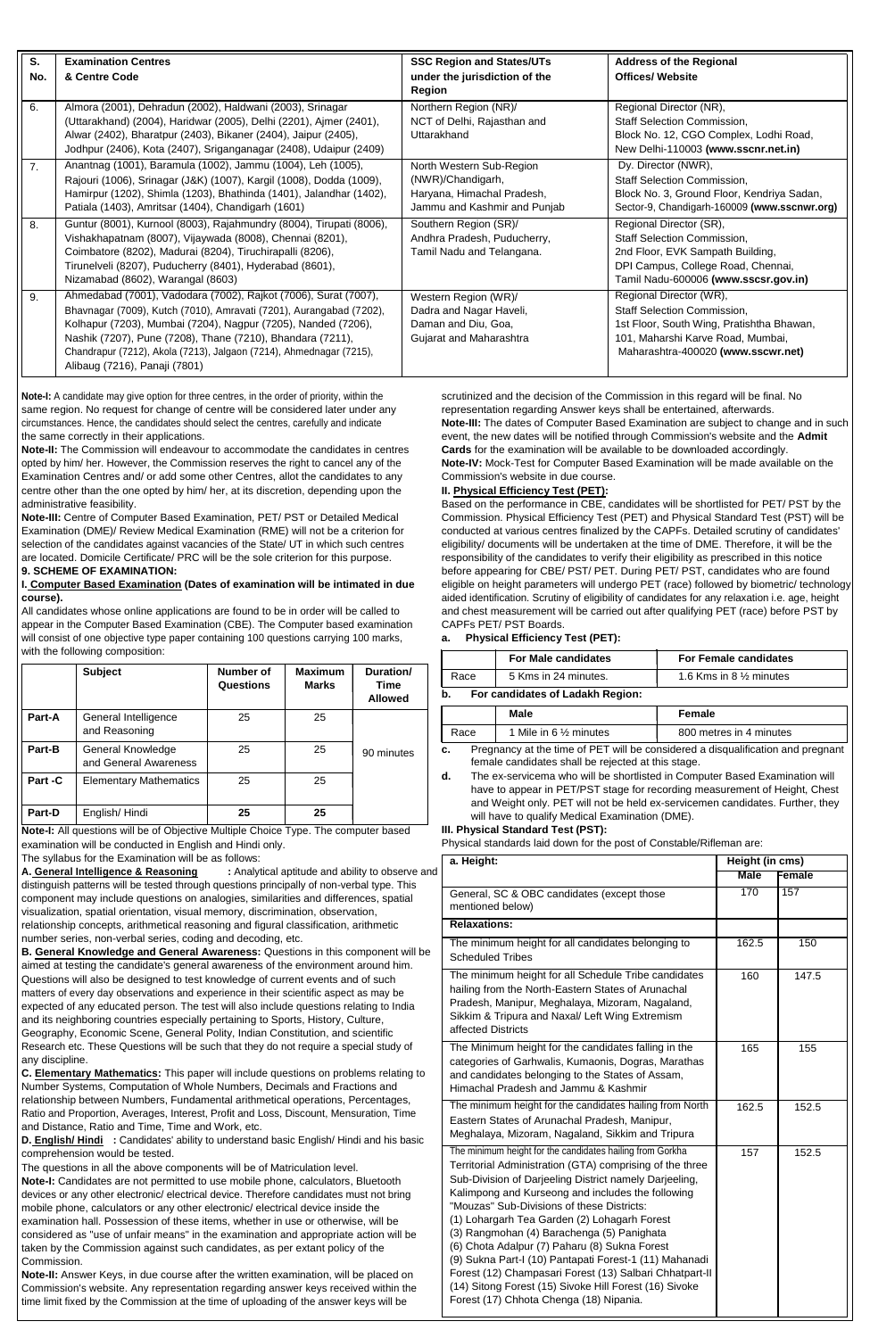| S. No. | Examination Centres & Centre Code | SSC Region and States/UTs under the jurisdiction of the Region | Address of the Regional Offices/ Website |
|---|---|---|---|
| 6. | Almora (2001), Dehradun (2002), Haldwani (2003), Srinagar (Uttarakhand) (2004), Haridwar (2005), Delhi (2201), Ajmer (2401), Alwar (2402), Bharatpur (2403), Bikaner (2404), Jaipur (2405), Jodhpur (2406), Kota (2407), Sriganganagar (2408), Udaipur (2409) | Northern Region (NR)/ NCT of Delhi, Rajasthan and Uttarakhand | Regional Director (NR), Staff Selection Commission, Block No. 12, CGO Complex, Lodhi Road, New Delhi-110003 **(www.sscnr.net.in)** |
| 7. | Anantnag (1001), Baramula (1002), Jammu (1004), Leh (1005), Rajouri (1006), Srinagar (J&K) (1007), Kargil (1008), Dodda (1009), Hamirpur (1202), Shimla (1203), Bhathinda (1401), Jalandhar (1402), Patiala (1403), Amritsar (1404), Chandigarh (1601) | North Western Sub-Region (NWR)/Chandigarh, Haryana, Himachal Pradesh, Jammu and Kashmir and Punjab | Dy. Director (NWR), Staff Selection Commission, Block No. 3, Ground Floor, Kendriya Sadan, Sector-9, Chandigarh-160009 **(www.sscnwr.org)** |
| 8. | Guntur (8001), Kurnool (8003), Rajahmundry (8004), Tirupati (8006), Vishakhapatnam (8007), Vijaywada (8008), Chennai (8201), Coimbatore (8202), Madurai (8204), Tiruchirapalli (8206), Tirunelveli (8207), Puducherry (8401), Hyderabad (8601), Nizamabad (8602), Warangal (8603) | Southern Region (SR)/ Andhra Pradesh, Puducherry, Tamil Nadu and Telangana. | Regional Director (SR), Staff Selection Commission, 2nd Floor, EVK Sampath Building, DPI Campus, College Road, Chennai, Tamil Nadu-600006 **(www.sscsr.gov.in)** |
| 9. | Ahmedabad (7001), Vadodara (7002), Rajkot (7006), Surat (7007), Bhavnagar (7009), Kutch (7010), Amravati (7201), Aurangabad (7202), Kolhapur (7203), Mumbai (7204), Nagpur (7205), Nanded (7206), Nashik (7207), Pune (7208), Thane (7210), Bhandara (7211), Chandrapur (7212), Akola (7213), Jalgaon (7214), Ahmednagar (7215), Alibaug (7216), Panaji (7801) | Western Region (WR)/ Dadra and Nagar Haveli, Daman and Diu, Goa, Gujarat and Maharashtra | Regional Director (WR), Staff Selection Commission, 1st Floor, South Wing, Pratishtha Bhawan, 101, Maharshi Karve Road, Mumbai, Maharashtra-400020 **(www.sscwr.net)** |

**Note-I:** A candidate may give option for three centres, in the order of priority, within the same region. No request for change of centre will be considered later under any circumstances. Hence, the candidates should select the centres, carefully and indicate the same correctly in their applications.

**Note-II:** The Commission will endeavour to accommodate the candidates in centres opted by him/ her. However, the Commission reserves the right to cancel any of the Examination Centres and/ or add some other Centres, allot the candidates to any centre other than the one opted by him/ her, at its discretion, depending upon the administrative feasibility.

**Note-III:** Centre of Computer Based Examination, PET/ PST or Detailed Medical Examination (DME)/ Review Medical Examination (RME) will not be a criterion for selection of the candidates against vacancies of the State/ UT in which such centres are located. Domicile Certificate/ PRC will be the sole criterion for this purpose.

**9. SCHEME OF EXAMINATION:**

**I. Computer Based Examination (Dates of examination will be intimated in due course).**

All candidates whose online applications are found to be in order will be called to appear in the Computer Based Examination (CBE). The Computer based examination will consist of one objective type paper containing 100 questions carrying 100 marks, with the following composition:

| | Subject | Number of Questions | Maximum Marks | Duration/ Time Allowed |
|---|---|---|---|---|
| Part-A | General Intelligence and Reasoning | 25 | 25 | 90 minutes |
| Part-B | General Knowledge and General Awareness | 25 | 25 | |
| Part -C | Elementary Mathematics | 25 | 25 | |
| Part-D | English/ Hindi | **25** | **25** | |

**Note-I:** All questions will be of Objective Multiple Choice Type. The computer based examination will be conducted in English and Hindi only.

The syllabus for the Examination will be as follows:

**A. General Intelligence & Reasoning :** Analytical aptitude and ability to observe and distinguish patterns will be tested through questions principally of non-verbal type. This component may include questions on analogies, similarities and differences, spatial visualization, spatial orientation, visual memory, discrimination, observation, relationship concepts, arithmetical reasoning and figural classification, arithmetic number series, non-verbal series, coding and decoding, etc.

**B. General Knowledge and General Awareness:** Questions in this component will be aimed at testing the candidate's general awareness of the environment around him. Questions will also be designed to test knowledge of current events and of such matters of every day observations and experience in their scientific aspect as may be expected of any educated person. The test will also include questions relating to India and its neighboring countries especially pertaining to Sports, History, Culture, Geography, Economic Scene, General Polity, Indian Constitution, and scientific Research etc. These Questions will be such that they do not require a special study of any discipline.

**C. Elementary Mathematics:** This paper will include questions on problems relating to Number Systems, Computation of Whole Numbers, Decimals and Fractions and relationship between Numbers, Fundamental arithmetical operations, Percentages, Ratio and Proportion, Averages, Interest, Profit and Loss, Discount, Mensuration, Time and Distance, Ratio and Time, Time and Work, etc.

**D. English/ Hindi :** Candidates' ability to understand basic English/ Hindi and his basic comprehension would be tested.

The questions in all the above components will be of Matriculation level.

**Note-I:** Candidates are not permitted to use mobile phone, calculators, Bluetooth devices or any other electronic/ electrical device. Therefore candidates must not bring mobile phone, calculators or any other electronic/ electrical device inside the examination hall. Possession of these items, whether in use or otherwise, will be considered as "use of unfair means" in the examination and appropriate action will be taken by the Commission against such candidates, as per extant policy of the Commission.

**Note-II:** Answer Keys, in due course after the written examination, will be placed on Commission's website. Any representation regarding answer keys received within the time limit fixed by the Commission at the time of uploading of the answer keys will be scrutinized and the decision of the Commission in this regard will be final. No representation regarding Answer keys shall be entertained, afterwards.

**Note-III:** The dates of Computer Based Examination are subject to change and in such event, the new dates will be notified through Commission's website and the **Admit Cards** for the examination will be available to be downloaded accordingly.

**Note-IV:** Mock-Test for Computer Based Examination will be made available on the Commission's website in due course.

**II. Physical Efficiency Test (PET):**

Based on the performance in CBE, candidates will be shortlisted for PET/ PST by the Commission. Physical Efficiency Test (PET) and Physical Standard Test (PST) will be conducted at various centres finalized by the CAPFs. Detailed scrutiny of candidates' eligibility/ documents will be undertaken at the time of DME. Therefore, it will be the responsibility of the candidates to verify their eligibility as prescribed in this notice before appearing for CBE/ PST/ PET. During PET/ PST, candidates who are found eligible on height parameters will undergo PET (race) followed by biometric/ technology aided identification. Scrutiny of eligibility of candidates for any relaxation i.e. age, height and chest measurement will be carried out after qualifying PET (race) before PST by CAPFs PET/ PST Boards.

**a. Physical Efficiency Test (PET):**

| | For Male candidates | For Female candidates |
|---|---|---|
| Race | 5 Kms in 24 minutes. | 1.6 Kms in 8 ½ minutes |

**b. For candidates of Ladakh Region:**

| | Male | Female |
|---|---|---|
| Race | 1 Mile in 6 ½ minutes | 800 metres in 4 minutes |

**c.** Pregnancy at the time of PET will be considered a disqualification and pregnant female candidates shall be rejected at this stage.

**d.** The ex-servicema who will be shortlisted in Computer Based Examination will have to appear in PET/PST stage for recording measurement of Height, Chest and Weight only. PET will not be held ex-servicemen candidates. Further, they will have to qualify Medical Examination (DME).

**III. Physical Standard Test (PST):**

Physical standards laid down for the post of Constable/Rifleman are:

| a. Height: | Height (in cms) | |
|---|---|---|
| | Male | Female |
| General, SC & OBC candidates (except those mentioned below) | 170 | 157 |
| **Relaxations:** | | |
| The minimum height for all candidates belonging to Scheduled Tribes | 162.5 | 150 |
| The minimum height for all Schedule Tribe candidates hailing from the North-Eastern States of Arunachal Pradesh, Manipur, Meghalaya, Mizoram, Nagaland, Sikkim & Tripura and Naxal/ Left Wing Extremism affected Districts | 160 | 147.5 |
| The Minimum height for the candidates falling in the categories of Garhwalis, Kumaonis, Dogras, Marathas and candidates belonging to the States of Assam, Himachal Pradesh and Jammu & Kashmir | 165 | 155 |
| The minimum height for the candidates hailing from North Eastern States of Arunachal Pradesh, Manipur, Meghalaya, Mizoram, Nagaland, Sikkim and Tripura | 162.5 | 152.5 |
| The minimum height for the candidates hailing from Gorkha Territorial Administration (GTA) comprising of the three Sub-Division of Darjeeling District namely Darjeeling, Kalimpong and Kurseong and includes the following "Mouzas" Sub-Divisions of these Districts: (1) Lohargarh Tea Garden (2) Lohagarh Forest (3) Rangmohan (4) Barachenga (5) Panighata (6) Chota Adalpur (7) Paharu (8) Sukna Forest (9) Sukna Part-I (10) Pantapati Forest-1 (11) Mahanadi Forest (12) Champasari Forest (13) Salbari Chhatpart-II (14) Sitong Forest (15) Sivoke Hill Forest (16) Sivoke Forest (17) Chhota Chenga (18) Nipania. | 157 | 152.5 |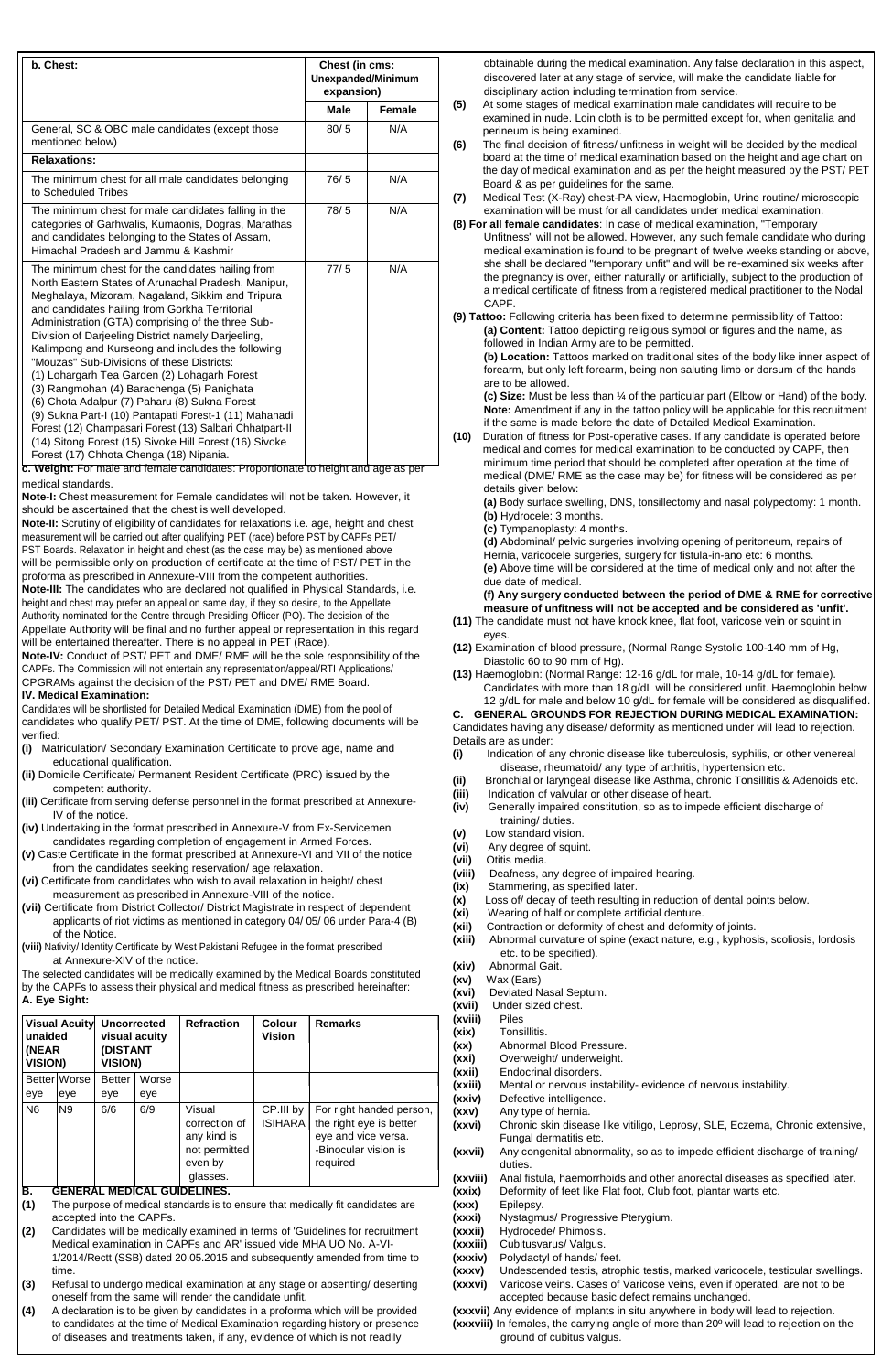| b. Chest: | Chest (in cms: Unexpanded/Minimum expansion) | |
|---|---|---|
| | Male | Female |
| General, SC & OBC male candidates (except those mentioned below) | 80/ 5 | N/A |
| Relaxations: | | |
| The minimum chest for all male candidates belonging to Scheduled Tribes | 76/ 5 | N/A |
| The minimum chest for male candidates falling in the categories of Garhwalis, Kumaonis, Dogras, Marathas and candidates belonging to the States of Assam, Himachal Pradesh and Jammu & Kashmir | 78/ 5 | N/A |
| The minimum chest for the candidates hailing from North Eastern States of Arunachal Pradesh, Manipur, Meghalaya, Mizoram, Nagaland, Sikkim and Tripura and candidates hailing from Gorkha Territorial Administration (GTA) comprising of the three Sub-Division of Darjeeling District namely Darjeeling, Kalimpong and Kurseong and includes the following "Mouzas" Sub-Divisions of these Districts: (1) Lohargarh Tea Garden (2) Lohagarh Forest (3) Rangmohan (4) Barachenga (5) Panighata (6) Chota Adalpur (7) Paharu (8) Sukna Forest (9) Sukna Part-I (10) Pantapati Forest-1 (11) Mahanadi Forest (12) Champasari Forest (13) Salbari Chhatpart-II (14) Sitong Forest (15) Sivoke Hill Forest (16) Sivoke Forest (17) Chhota Chenga (18) Nipania. | 77/ 5 | N/A |

**c. Weight:** For male and female candidates: Proportionate to height and age as per medical standards.

**Note-I:** Chest measurement for Female candidates will not be taken. However, it should be ascertained that the chest is well developed.

**Note-II:** Scrutiny of eligibility of candidates for relaxations i.e. age, height and chest measurement will be carried out after qualifying PET (race) before PST by CAPFs PET/ PST Boards. Relaxation in height and chest (as the case may be) as mentioned above will be permissible only on production of certificate at the time of PST/ PET in the proforma as prescribed in Annexure-VIII from the competent authorities.

**Note-III:** The candidates who are declared not qualified in Physical Standards, i.e. height and chest may prefer an appeal on same day, if they so desire, to the Appellate Authority nominated for the Centre through Presiding Officer (PO). The decision of the Appellate Authority will be final and no further appeal or representation in this regard will be entertained thereafter. There is no appeal in PET (Race).

**Note-IV:** Conduct of PST/ PET and DME/ RME will be the sole responsibility of the CAPFs. The Commission will not entertain any representation/appeal/RTI Applications/ CPGRAMs against the decision of the PST/ PET and DME/ RME Board.

**IV. Medical Examination:**

Candidates will be shortlisted for Detailed Medical Examination (DME) from the pool of candidates who qualify PET/ PST. At the time of DME, following documents will be verified:

- **(i)** Matriculation/ Secondary Examination Certificate to prove age, name and educational qualification.
- **(ii)** Domicile Certificate/ Permanent Resident Certificate (PRC) issued by the competent authority.
- **(iii)** Certificate from serving defense personnel in the format prescribed at Annexure-IV of the notice.
- **(iv)** Undertaking in the format prescribed in Annexure-V from Ex-Servicemen candidates regarding completion of engagement in Armed Forces.
- **(v)** Caste Certificate in the format prescribed at Annexure-VI and VII of the notice from the candidates seeking reservation/ age relaxation.
- **(vi)** Certificate from candidates who wish to avail relaxation in height/ chest measurement as prescribed in Annexure-VIII of the notice.
- **(vii)** Certificate from District Collector/ District Magistrate in respect of dependent applicants of riot victims as mentioned in category 04/ 05/ 06 under Para-4 (B) of the Notice.
- **(viii)** Nativity/ Identity Certificate by West Pakistani Refugee in the format prescribed at Annexure-XIV of the notice.

The selected candidates will be medically examined by the Medical Boards constituted by the CAPFs to assess their physical and medical fitness as prescribed hereinafter:

**A. Eye Sight:**

| Visual Acuity unaided (NEAR VISION) | | Uncorrected visual acuity (DISTANT VISION) | | Refraction | Colour Vision | Remarks |
|---|---|---|---|---|---|---|
| Better eye | Worse eye | Better eye | Worse eye | | | |
| N6 | N9 | 6/6 | 6/9 | Visual correction of any kind is not permitted even by glasses. | CP.III by ISIHARA | For right handed person, the right eye is better eye and vice versa. -Binocular vision is required |

**B. GENERAL MEDICAL GUIDELINES.**

**(1)** The purpose of medical standards is to ensure that medically fit candidates are accepted into the CAPFs.

**(2)** Candidates will be medically examined in terms of 'Guidelines for recruitment Medical examination in CAPFs and AR' issued vide MHA UO No. A-VI-1/2014/Rectt (SSB) dated 20.05.2015 and subsequently amended from time to time.

**(3)** Refusal to undergo medical examination at any stage or absenting/ deserting oneself from the same will render the candidate unfit.

**(4)** A declaration is to be given by candidates in a proforma which will be provided to candidates at the time of Medical Examination regarding history or presence of diseases and treatments taken, if any, evidence of which is not readily obtainable during the medical examination. Any false declaration in this aspect, discovered later at any stage of service, will make the candidate liable for disciplinary action including termination from service.

**(5)** At some stages of medical examination male candidates will require to be examined in nude. Loin cloth is to be permitted except for, when genitalia and perineum is being examined.

**(6)** The final decision of fitness/ unfitness in weight will be decided by the medical board at the time of medical examination based on the height and age chart on the day of medical examination and as per the height measured by the PST/ PET Board & as per guidelines for the same.

**(7)** Medical Test (X-Ray) chest-PA view, Haemoglobin, Urine routine/ microscopic examination will be must for all candidates under medical examination.

**(8) For all female candidates**: In case of medical examination, "Temporary Unfitness" will not be allowed. However, any such female candidate who during medical examination is found to be pregnant of twelve weeks standing or above, she shall be declared "temporary unfit" and will be re-examined six weeks after the pregnancy is over, either naturally or artificially, subject to the production of a medical certificate of fitness from a registered medical practitioner to the Nodal CAPF.

**(9) Tattoo:** Following criteria has been fixed to determine permissibility of Tattoo:

**(a) Content:** Tattoo depicting religious symbol or figures and the name, as followed in Indian Army are to be permitted.

**(b) Location:** Tattoos marked on traditional sites of the body like inner aspect of forearm, but only left forearm, being non saluting limb or dorsum of the hands are to be allowed.

**(c) Size:** Must be less than ¼ of the particular part (Elbow or Hand) of the body.

**Note:** Amendment if any in the tattoo policy will be applicable for this recruitment if the same is made before the date of Detailed Medical Examination.

**(10)** Duration of fitness for Post-operative cases. If any candidate is operated before medical and comes for medical examination to be conducted by CAPF, then minimum time period that should be completed after operation at the time of medical (DME/ RME as the case may be) for fitness will be considered as per details given below:

**(a)** Body surface swelling, DNS, tonsillectomy and nasal polypectomy: 1 month.

**(b)** Hydrocele: 3 months.

**(c)** Tympanoplasty: 4 months.

**(d)** Abdominal/ pelvic surgeries involving opening of peritoneum, repairs of Hernia, varicocele surgeries, surgery for fistula-in-ano etc: 6 months.

**(e)** Above time will be considered at the time of medical only and not after the due date of medical.

**(f) Any surgery conducted between the period of DME & RME for corrective measure of unfitness will not be accepted and be considered as 'unfit'.**

**(11)** The candidate must not have knock knee, flat foot, varicose vein or squint in eyes.

**(12)** Examination of blood pressure, (Normal Range Systolic 100-140 mm of Hg, Diastolic 60 to 90 mm of Hg).

**(13)** Haemoglobin: (Normal Range: 12-16 g/dL for male, 10-14 g/dL for female). Candidates with more than 18 g/dL will be considered unfit. Haemoglobin below 12 g/dL for male and below 10 g/dL for female will be considered as disqualified.

**C. GENERAL GROUNDS FOR REJECTION DURING MEDICAL EXAMINATION:**

Candidates having any disease/ deformity as mentioned under will lead to rejection. Details are as under:

- **(i)** Indication of any chronic disease like tuberculosis, syphilis, or other venereal disease, rheumatoid/ any type of arthritis, hypertension etc.
- **(ii)** Bronchial or laryngeal disease like Asthma, chronic Tonsillitis & Adenoids etc.
- **(iii)** Indication of valvular or other disease of heart.
- **(iv)** Generally impaired constitution, so as to impede efficient discharge of training/ duties.
- **(v)** Low standard vision.
- **(vi)** Any degree of squint.
- **(vii)** Otitis media.
- **(viii)** Deafness, any degree of impaired hearing.
- **(ix)** Stammering, as specified later.
- **(x)** Loss of/ decay of teeth resulting in reduction of dental points below.
- **(xi)** Wearing of half or complete artificial denture.
- **(xii)** Contraction or deformity of chest and deformity of joints.
- **(xiii)** Abnormal curvature of spine (exact nature, e.g., kyphosis, scoliosis, lordosis etc. to be specified).
- **(xiv)** Abnormal Gait.
- **(xv)** Wax (Ears)
- **(xvi)** Deviated Nasal Septum.
- **(xvii)** Under sized chest.
- **(xviii)** Piles
- **(xix)** Tonsillitis.
- **(xx)** Abnormal Blood Pressure.
- **(xxi)** Overweight/ underweight.
- **(xxii)** Endocrinal disorders.
- **(xxiii)** Mental or nervous instability- evidence of nervous instability.
- **(xxiv)** Defective intelligence.
- **(xxv)** Any type of hernia.
- **(xxvi)** Chronic skin disease like vitiligo, Leprosy, SLE, Eczema, Chronic extensive, Fungal dermatitis etc.
- **(xxvii)** Any congenital abnormality, so as to impede efficient discharge of training/ duties.
- **(xxviii)** Anal fistula, haemorrhoids and other anorectal diseases as specified later.
- **(xxix)** Deformity of feet like Flat foot, Club foot, plantar warts etc.
- **(xxx)** Epilepsy.
- **(xxxi)** Nystagmus/ Progressive Pterygium.
- **(xxxii)** Hydrocede/ Phimosis.
- **(xxxiii)** Cubitusvarus/ Valgus.
- **(xxxiv)** Polydactyl of hands/ feet.
- **(xxxv)** Undescended testis, atrophic testis, marked varicocele, testicular swellings.
- **(xxxvi)** Varicose veins. Cases of Varicose veins, even if operated, are not to be accepted because basic defect remains unchanged.
- **(xxxvii)** Any evidence of implants in situ anywhere in body will lead to rejection.
- **(xxxviii)** In females, the carrying angle of more than 20º will lead to rejection on the ground of cubitus valgus.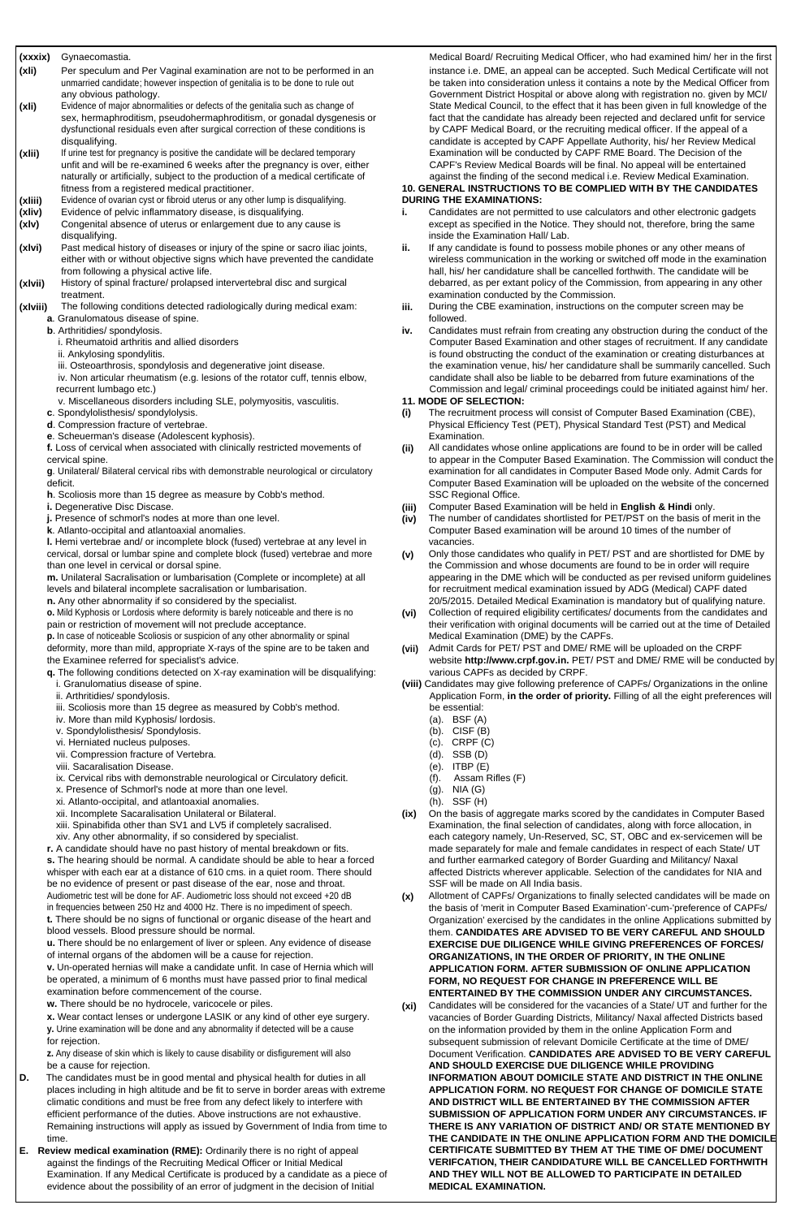**(xxxix)** Gynaecomastia.

**(xli)** Per speculum and Per Vaginal examination are not to be performed in an unmarried candidate; however inspection of genitalia is to be done to rule out any obvious pathology.

**(xli)** Evidence of major abnormalities or defects of the genitalia such as change of sex, hermaphroditism, pseudohermaphroditism, or gonadal dysgenesis or dysfunctional residuals even after surgical correction of these conditions is disqualifying.

**(xlii)** If urine test for pregnancy is positive the candidate will be declared temporary unfit and will be re-examined 6 weeks after the pregnancy is over, either naturally or artificially, subject to the production of a medical certificate of fitness from a registered medical practitioner.

**(xliii)** Evidence of ovarian cyst or fibroid uterus or any other lump is disqualifying.

**(xliv)** Evidence of pelvic inflammatory disease, is disqualifying.

**(xlv)** Congenital absence of uterus or enlargement due to any cause is disqualifying.

**(xlvi)** Past medical history of diseases or injury of the spine or sacro iliac joints, either with or without objective signs which have prevented the candidate from following a physical active life.

**(xlvii)** History of spinal fracture/ prolapsed intervertebral disc and surgical treatment.

**(xlviii)** The following conditions detected radiologically during medical exam:

**a**. Granulomatous disease of spine.

**b**. Arthritidies/ spondylosis.

i. Rheumatoid arthritis and allied disorders

ii. Ankylosing spondylitis.

iii. Osteoarthrosis, spondylosis and degenerative joint disease.

iv. Non articular rheumatism (e.g. lesions of the rotator cuff, tennis elbow, recurrent lumbago etc.)

v. Miscellaneous disorders including SLE, polymyositis, vasculitis.

**c**. Spondylolisthesis/ spondylolysis.

**d**. Compression fracture of vertebrae.

**e**. Scheuerman's disease (Adolescent kyphosis).

**f.** Loss of cervical when associated with clinically restricted movements of cervical spine.

**g**. Unilateral/ Bilateral cervical ribs with demonstrable neurological or circulatory deficit.

**h**. Scoliosis more than 15 degree as measure by Cobb's method.

**i.** Degenerative Disc Discase.

**j.** Presence of schmorl's nodes at more than one level.

**k**. Atlanto-occipital and atlantoaxial anomalies.

**l.** Hemi vertebrae and/ or incomplete block (fused) vertebrae at any level in cervical, dorsal or lumbar spine and complete block (fused) vertebrae at more than one level in cervical or dorsal spine.

**m.** Unilateral Sacralisation or lumbarisation (Complete or incomplete) at all levels and bilateral incomplete sacralisation or lumbarisation.

**n.** Any other abnormality if so considered by the specialist.

**o.** Mild Kyphosis or Lordosis where deformity is barely noticeable and there is no pain or restriction of movement will not preclude acceptance.

**p.** In case of noticeable Scoliosis or suspicion of any other abnormality or spinal deformity, more than mild, appropriate X-rays of the spine are to be taken and the Examinee referred for specialist's advice.

**q.** The following conditions detected on X-ray examination will be disqualifying:

i. Granulomatius disease of spine.

ii. Arthritidies/ spondylosis.

iii. Scoliosis more than 15 degree as measured by Cobb's method.

iv. More than mild Kyphosis/ lordosis.

v. Spondylolisthesis/ Spondylosis.

vi. Herniated nucleus pulposes.

vii. Compression fracture of Vertebra.

viii. Sacaralisation Disease.

ix. Cervical ribs with demonstrable neurological or Circulatory deficit.

x. Presence of Schmorl's node at more than one level.

xi. Atlanto-occipital, and atlantoaxial anomalies.

xii. Incomplete Sacaralisation Unilateral or Bilateral.

xiii. Spinabifida other than SV1 and LV5 if completely sacralised.

xiv. Any other abnormality, if so considered by specialist.

**r.** A candidate should have no past history of mental breakdown or fits.

**s.** The hearing should be normal. A candidate should be able to hear a forced whisper with each ear at a distance of 610 cms. in a quiet room. There should be no evidence of present or past disease of the ear, nose and throat. Audiometric test will be done for AF. Audiometric loss should not exceed +20 dB in frequencies between 250 Hz and 4000 Hz. There is no impediment of speech.

**t.** There should be no signs of functional or organic disease of the heart and blood vessels. Blood pressure should be normal.

**u.** There should be no enlargement of liver or spleen. Any evidence of disease of internal organs of the abdomen will be a cause for rejection.

**v.** Un-operated hernias will make a candidate unfit. In case of Hernia which will be operated, a minimum of 6 months must have passed prior to final medical examination before commencement of the course.

**w.** There should be no hydrocele, varicocele or piles.

**x.** Wear contact lenses or undergone LASIK or any kind of other eye surgery.

**y.** Urine examination will be done and any abnormality if detected will be a cause for rejection.

**z.** Any disease of skin which is likely to cause disability or disfigurement will also be a cause for rejection.

**D.** The candidates must be in good mental and physical health for duties in all places including in high altitude and be fit to serve in border areas with extreme climatic conditions and must be free from any defect likely to interfere with efficient performance of the duties. Above instructions are not exhaustive. Remaining instructions will apply as issued by Government of India from time to time.

**E. Review medical examination (RME):** Ordinarily there is no right of appeal against the findings of the Recruiting Medical Officer or Initial Medical Examination. If any Medical Certificate is produced by a candidate as a piece of evidence about the possibility of an error of judgment in the decision of Initial Medical Board/ Recruiting Medical Officer, who had examined him/ her in the first instance i.e. DME, an appeal can be accepted. Such Medical Certificate will not be taken into consideration unless it contains a note by the Medical Officer from Government District Hospital or above along with registration no. given by MCI/ State Medical Council, to the effect that it has been given in full knowledge of the fact that the candidate has already been rejected and declared unfit for service by CAPF Medical Board, or the recruiting medical officer. If the appeal of a candidate is accepted by CAPF Appellate Authority, his/ her Review Medical Examination will be conducted by CAPF RME Board. The Decision of the CAPF's Review Medical Boards will be final. No appeal will be entertained against the finding of the second medical i.e. Review Medical Examination.

## 10. GENERAL INSTRUCTIONS TO BE COMPLIED WITH BY THE CANDIDATES DURING THE EXAMINATIONS:

**i.** Candidates are not permitted to use calculators and other electronic gadgets except as specified in the Notice. They should not, therefore, bring the same inside the Examination Hall/ Lab.

**ii.** If any candidate is found to possess mobile phones or any other means of wireless communication in the working or switched off mode in the examination hall, his/ her candidature shall be cancelled forthwith. The candidate will be debarred, as per extant policy of the Commission, from appearing in any other examination conducted by the Commission.

**iii.** During the CBE examination, instructions on the computer screen may be followed.

**iv.** Candidates must refrain from creating any obstruction during the conduct of the Computer Based Examination and other stages of recruitment. If any candidate is found obstructing the conduct of the examination or creating disturbances at the examination venue, his/ her candidature shall be summarily cancelled. Such candidate shall also be liable to be debarred from future examinations of the Commission and legal/ criminal proceedings could be initiated against him/ her.

## 11. MODE OF SELECTION:

**(i)** The recruitment process will consist of Computer Based Examination (CBE), Physical Efficiency Test (PET), Physical Standard Test (PST) and Medical Examination.

**(ii)** All candidates whose online applications are found to be in order will be called to appear in the Computer Based Examination. The Commission will conduct the examination for all candidates in Computer Based Mode only. Admit Cards for Computer Based Examination will be uploaded on the website of the concerned SSC Regional Office.

**(iii)** Computer Based Examination will be held in **English & Hindi** only.

**(iv)** The number of candidates shortlisted for PET/PST on the basis of merit in the Computer Based examination will be around 10 times of the number of vacancies.

**(v)** Only those candidates who qualify in PET/ PST and are shortlisted for DME by the Commission and whose documents are found to be in order will require appearing in the DME which will be conducted as per revised uniform guidelines for recruitment medical examination issued by ADG (Medical) CAPF dated 20/5/2015. Detailed Medical Examination is mandatory but of qualifying nature.

**(vi)** Collection of required eligibility certificates/ documents from the candidates and their verification with original documents will be carried out at the time of Detailed Medical Examination (DME) by the CAPFs.

**(vii)** Admit Cards for PET/ PST and DME/ RME will be uploaded on the CRPF website **http://www.crpf.gov.in.** PET/ PST and DME/ RME will be conducted by various CAPFs as decided by CRPF.

**(viii)** Candidates may give following preference of CAPFs/ Organizations in the online Application Form, **in the order of priority.** Filling of all the eight preferences will be essential:

(a). BSF (A)
(b). CISF (B)
(c). CRPF (C)
(d). SSB (D)
(e). ITBP (E)
(f). Assam Rifles (F)
(g). NIA (G)
(h). SSF (H)

**(ix)** On the basis of aggregate marks scored by the candidates in Computer Based Examination, the final selection of candidates, along with force allocation, in each category namely, Un-Reserved, SC, ST, OBC and ex-servicemen will be made separately for male and female candidates in respect of each State/ UT and further earmarked category of Border Guarding and Militancy/ Naxal affected Districts wherever applicable. Selection of the candidates for NIA and SSF will be made on All India basis.

**(x)** Allotment of CAPFs/ Organizations to finally selected candidates will be made on the basis of 'merit in Computer Based Examination'-cum-'preference of CAPFs/ Organization' exercised by the candidates in the online Applications submitted by them. **CANDIDATES ARE ADVISED TO BE VERY CAREFUL AND SHOULD EXERCISE DUE DILIGENCE WHILE GIVING PREFERENCES OF FORCES/ ORGANIZATIONS, IN THE ORDER OF PRIORITY, IN THE ONLINE APPLICATION FORM. AFTER SUBMISSION OF ONLINE APPLICATION FORM, NO REQUEST FOR CHANGE IN PREFERENCE WILL BE ENTERTAINED BY THE COMMISSION UNDER ANY CIRCUMSTANCES.**

**(xi)** Candidates will be considered for the vacancies of a State/ UT and further for the vacancies of Border Guarding Districts, Militancy/ Naxal affected Districts based on the information provided by them in the online Application Form and subsequent submission of relevant Domicile Certificate at the time of DME/ Document Verification. **CANDIDATES ARE ADVISED TO BE VERY CAREFUL AND SHOULD EXERCISE DUE DILIGENCE WHILE PROVIDING INFORMATION ABOUT DOMICILE STATE AND DISTRICT IN THE ONLINE APPLICATION FORM. NO REQUEST FOR CHANGE OF DOMICILE STATE AND DISTRICT WILL BE ENTERTAINED BY THE COMMISSION AFTER SUBMISSION OF APPLICATION FORM UNDER ANY CIRCUMSTANCES. IF THERE IS ANY VARIATION OF DISTRICT AND/ OR STATE MENTIONED BY THE CANDIDATE IN THE ONLINE APPLICATION FORM AND THE DOMICILE CERTIFICATE SUBMITTED BY THEM AT THE TIME OF DME/ DOCUMENT VERIFCATION, THEIR CANDIDATURE WILL BE CANCELLED FORTHWITH AND THEY WILL NOT BE ALLOWED TO PARTICIPATE IN DETAILED MEDICAL EXAMINATION.**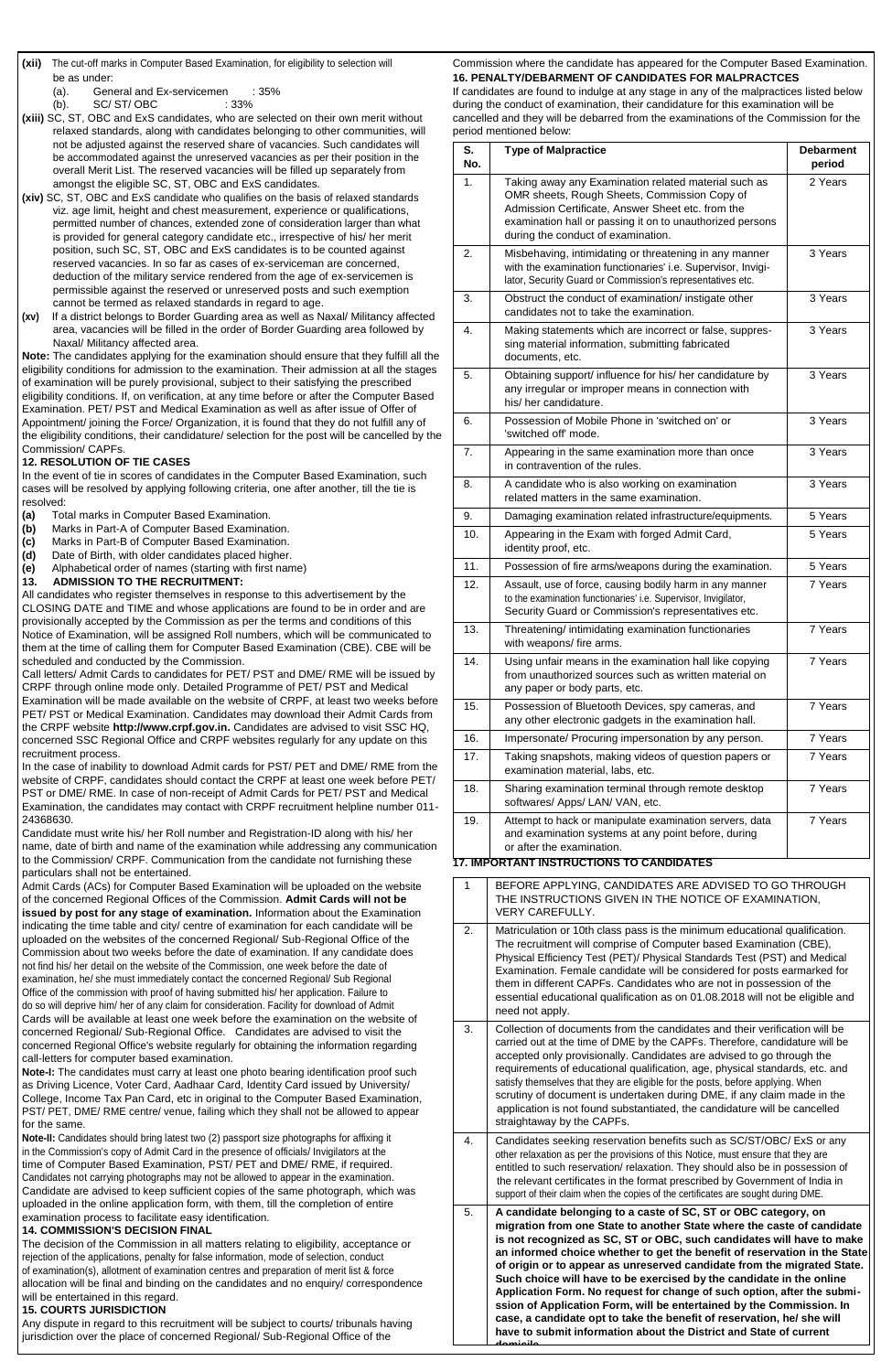**(xii)** The cut-off marks in Computer Based Examination, for eligibility to selection will be as under:

(a). General and Ex-servicemen : 35%

(b). SC/ ST/ OBC : 33%

**(xiii)** SC, ST, OBC and ExS candidates, who are selected on their own merit without relaxed standards, along with candidates belonging to other communities, will not be adjusted against the reserved share of vacancies. Such candidates will be accommodated against the unreserved vacancies as per their position in the overall Merit List. The reserved vacancies will be filled up separately from amongst the eligible SC, ST, OBC and ExS candidates.

**(xiv)** SC, ST, OBC and ExS candidate who qualifies on the basis of relaxed standards viz. age limit, height and chest measurement, experience or qualifications, permitted number of chances, extended zone of consideration larger than what is provided for general category candidate etc., irrespective of his/ her merit position, such SC, ST, OBC and ExS candidates is to be counted against reserved vacancies. In so far as cases of ex-serviceman are concerned, deduction of the military service rendered from the age of ex-servicemen is permissible against the reserved or unreserved posts and such exemption cannot be termed as relaxed standards in regard to age.

**(xv)** If a district belongs to Border Guarding area as well as Naxal/ Militancy affected area, vacancies will be filled in the order of Border Guarding area followed by Naxal/ Militancy affected area.

**Note:** The candidates applying for the examination should ensure that they fulfill all the eligibility conditions for admission to the examination. Their admission at all the stages of examination will be purely provisional, subject to their satisfying the prescribed eligibility conditions. If, on verification, at any time before or after the Computer Based Examination. PET/ PST and Medical Examination as well as after issue of Offer of Appointment/ joining the Force/ Organization, it is found that they do not fulfill any of the eligibility conditions, their candidature/ selection for the post will be cancelled by the Commission/ CAPFs.

**12. RESOLUTION OF TIE CASES**

In the event of tie in scores of candidates in the Computer Based Examination, such cases will be resolved by applying following criteria, one after another, till the tie is resolved:

**(a)** Total marks in Computer Based Examination.

**(b)** Marks in Part-A of Computer Based Examination.

**(c)** Marks in Part-B of Computer Based Examination.

**(d)** Date of Birth, with older candidates placed higher.

**(e)** Alphabetical order of names (starting with first name)

**13. ADMISSION TO THE RECRUITMENT:**

All candidates who register themselves in response to this advertisement by the CLOSING DATE and TIME and whose applications are found to be in order and are provisionally accepted by the Commission as per the terms and conditions of this Notice of Examination, will be assigned Roll numbers, which will be communicated to them at the time of calling them for Computer Based Examination (CBE). CBE will be scheduled and conducted by the Commission.

Call letters/ Admit Cards to candidates for PET/ PST and DME/ RME will be issued by CRPF through online mode only. Detailed Programme of PET/ PST and Medical Examination will be made available on the website of CRPF, at least two weeks before PET/ PST or Medical Examination. Candidates may download their Admit Cards from the CRPF website **http://www.crpf.gov.in.** Candidates are advised to visit SSC HQ, concerned SSC Regional Office and CRPF websites regularly for any update on this recruitment process.

In the case of inability to download Admit cards for PST/ PET and DME/ RME from the website of CRPF, candidates should contact the CRPF at least one week before PET/ PST or DME/ RME. In case of non-receipt of Admit Cards for PET/ PST and Medical Examination, the candidates may contact with CRPF recruitment helpline number 011-24368630.

Candidate must write his/ her Roll number and Registration-ID along with his/ her name, date of birth and name of the examination while addressing any communication to the Commission/ CRPF. Communication from the candidate not furnishing these particulars shall not be entertained.

Admit Cards (ACs) for Computer Based Examination will be uploaded on the website of the concerned Regional Offices of the Commission. **Admit Cards will not be issued by post for any stage of examination.** Information about the Examination indicating the time table and city/ centre of examination for each candidate will be uploaded on the websites of the concerned Regional/ Sub-Regional Office of the Commission about two weeks before the date of examination. If any candidate does not find his/ her detail on the website of the Commission, one week before the date of examination, he/ she must immediately contact the concerned Regional/ Sub Regional Office of the commission with proof of having submitted his/ her application. Failure to do so will deprive him/ her of any claim for consideration. Facility for download of Admit Cards will be available at least one week before the examination on the website of concerned Regional/ Sub-Regional Office. Candidates are advised to visit the concerned Regional Office's website regularly for obtaining the information regarding call-letters for computer based examination.

**Note-I:** The candidates must carry at least one photo bearing identification proof such as Driving Licence, Voter Card, Aadhaar Card, Identity Card issued by University/ College, Income Tax Pan Card, etc in original to the Computer Based Examination, PST/ PET, DME/ RME centre/ venue, failing which they shall not be allowed to appear for the same.

**Note-II:** Candidates should bring latest two (2) passport size photographs for affixing it in the Commission's copy of Admit Card in the presence of officials/ Invigilators at the time of Computer Based Examination, PST/ PET and DME/ RME, if required. Candidates not carrying photographs may not be allowed to appear in the examination. Candidate are advised to keep sufficient copies of the same photograph, which was uploaded in the online application form, with them, till the completion of entire examination process to facilitate easy identification.

**14. COMMISSION'S DECISION FINAL**

The decision of the Commission in all matters relating to eligibility, acceptance or rejection of the applications, penalty for false information, mode of selection, conduct of examination(s), allotment of examination centres and preparation of merit list & force allocation will be final and binding on the candidates and no enquiry/ correspondence will be entertained in this regard.

**15. COURTS JURISDICTION**

Any dispute in regard to this recruitment will be subject to courts/ tribunals having jurisdiction over the place of concerned Regional/ Sub-Regional Office of the Commission where the candidate has appeared for the Computer Based Examination.

**16. PENALTY/DEBARMENT OF CANDIDATES FOR MALPRACTCES**

If candidates are found to indulge at any stage in any of the malpractices listed below during the conduct of examination, their candidature for this examination will be cancelled and they will be debarred from the examinations of the Commission for the period mentioned below:

| S. No. | Type of Malpractice | Debarment period |
|---|---|---|
| 1. | Taking away any Examination related material such as OMR sheets, Rough Sheets, Commission Copy of Admission Certificate, Answer Sheet etc. from the examination hall or passing it on to unauthorized persons during the conduct of examination. | 2 Years |
| 2. | Misbehaving, intimidating or threatening in any manner with the examination functionaries' i.e. Supervisor, Invigilator, Security Guard or Commission's representatives etc. | 3 Years |
| 3. | Obstruct the conduct of examination/ instigate other candidates not to take the examination. | 3 Years |
| 4. | Making statements which are incorrect or false, suppressing material information, submitting fabricated documents, etc. | 3 Years |
| 5. | Obtaining support/ influence for his/ her candidature by any irregular or improper means in connection with his/ her candidature. | 3 Years |
| 6. | Possession of Mobile Phone in 'switched on' or 'switched off' mode. | 3 Years |
| 7. | Appearing in the same examination more than once in contravention of the rules. | 3 Years |
| 8. | A candidate who is also working on examination related matters in the same examination. | 3 Years |
| 9. | Damaging examination related infrastructure/equipments. | 5 Years |
| 10. | Appearing in the Exam with forged Admit Card, identity proof, etc. | 5 Years |
| 11. | Possession of fire arms/weapons during the examination. | 5 Years |
| 12. | Assault, use of force, causing bodily harm in any manner to the examination functionaries' i.e. Supervisor, Invigilator, Security Guard or Commission's representatives etc. | 7 Years |
| 13. | Threatening/ intimidating examination functionaries with weapons/ fire arms. | 7 Years |
| 14. | Using unfair means in the examination hall like copying from unauthorized sources such as written material on any paper or body parts, etc. | 7 Years |
| 15. | Possession of Bluetooth Devices, spy cameras, and any other electronic gadgets in the examination hall. | 7 Years |
| 16. | Impersonate/ Procuring impersonation by any person. | 7 Years |
| 17. | Taking snapshots, making videos of question papers or examination material, labs, etc. | 7 Years |
| 18. | Sharing examination terminal through remote desktop softwares/ Apps/ LAN/ VAN, etc. | 7 Years |
| 19. | Attempt to hack or manipulate examination servers, data and examination systems at any point before, during or after the examination. | 7 Years |

**17. IMPORTANT INSTRUCTIONS TO CANDIDATES**

| | |
|---|---|
| 1 | BEFORE APPLYING, CANDIDATES ARE ADVISED TO GO THROUGH THE INSTRUCTIONS GIVEN IN THE NOTICE OF EXAMINATION, VERY CAREFULLY. |
| 2. | Matriculation or 10th class pass is the minimum educational qualification. The recruitment will comprise of Computer based Examination (CBE), Physical Efficiency Test (PET)/ Physical Standards Test (PST) and Medical Examination. Female candidate will be considered for posts earmarked for them in different CAPFs. Candidates who are not in possession of the essential educational qualification as on 01.08.2018 will not be eligible and need not apply. |
| 3. | Collection of documents from the candidates and their verification will be carried out at the time of DME by the CAPFs. Therefore, candidature will be accepted only provisionally. Candidates are advised to go through the requirements of educational qualification, age, physical standards, etc. and satisfy themselves that they are eligible for the posts, before applying. When scrutiny of document is undertaken during DME, if any claim made in the application is not found substantiated, the candidature will be cancelled straightaway by the CAPFs. |
| 4. | Candidates seeking reservation benefits such as SC/ST/OBC/ ExS or any other relaxation as per the provisions of this Notice, must ensure that they are entitled to such reservation/ relaxation. They should also be in possession of the relevant certificates in the format prescribed by Government of India in support of their claim when the copies of the certificates are sought during DME. |
| 5. | **A candidate belonging to a caste of SC, ST or OBC category, on migration from one State to another State where the caste of candidate is not recognized as SC, ST or OBC, such candidates will have to make an informed choice whether to get the benefit of reservation in the State of origin or to appear as unreserved candidate from the migrated State. Such choice will have to be exercised by the candidate in the online Application Form. No request for change of such option, after the submission of Application Form, will be entertained by the Commission. In case, a candidate opt to take the benefit of reservation, he/ she will have to submit information about the District and State of current domicile.** |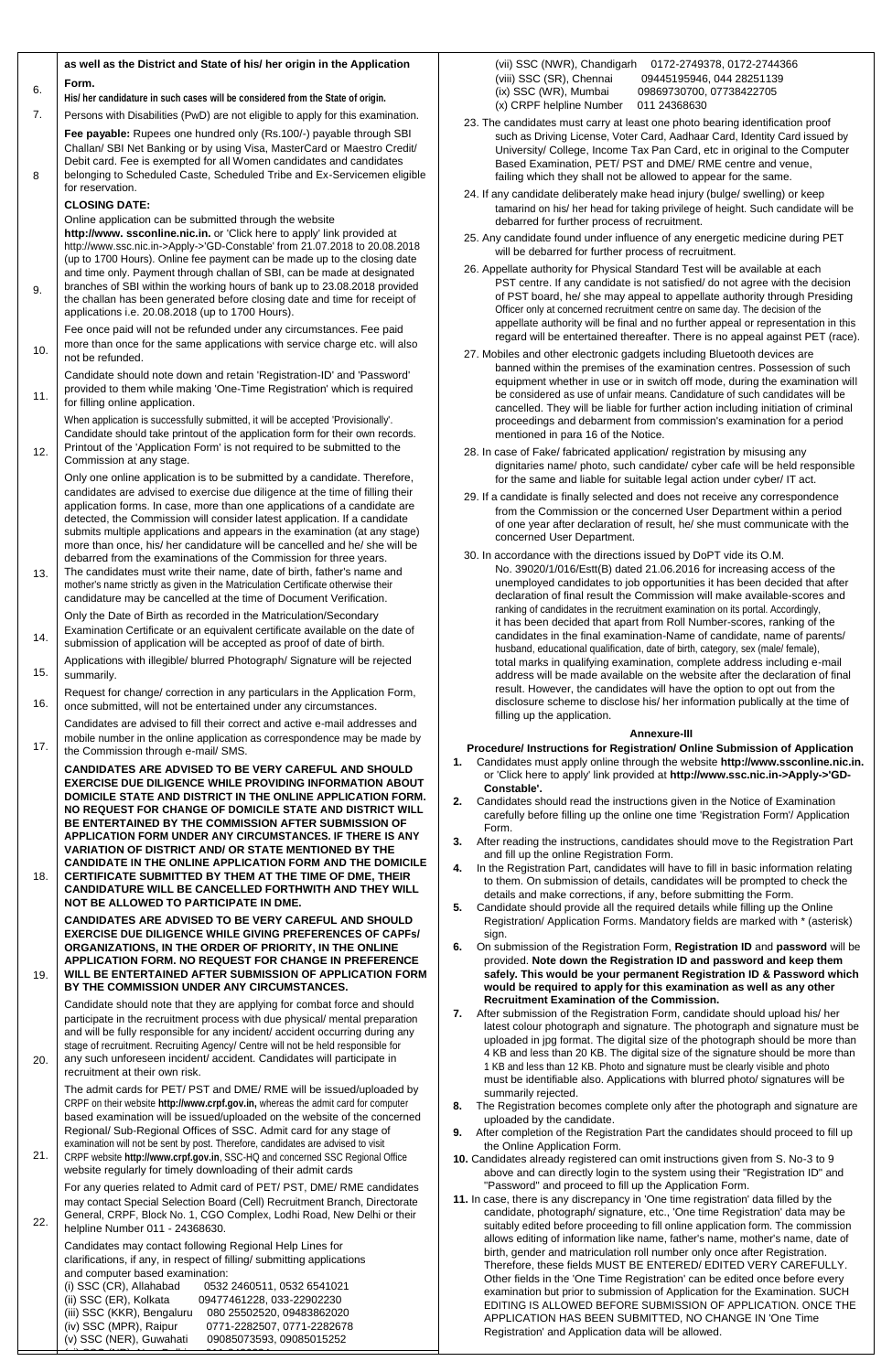as well as the District and State of his/ her origin in the Application Form.

6. His/ her candidature in such cases will be considered from the State of origin.

7. Persons with Disabilities (PwD) are not eligible to apply for this examination.

8. **Fee payable:** Rupees one hundred only (Rs.100/-) payable through SBI Challan/ SBI Net Banking or by using Visa, MasterCard or Maestro Credit/ Debit card. Fee is exempted for all Women candidates and candidates belonging to Scheduled Caste, Scheduled Tribe and Ex-Servicemen eligible for reservation.

9. **CLOSING DATE:**
Online application can be submitted through the website **http://www. ssconline.nic.in.** or 'Click here to apply' link provided at http://www.ssc.nic.in->Apply->'GD-Constable' from 21.07.2018 to 20.08.2018 (up to 1700 Hours). Online fee payment can be made up to the closing date and time only. Payment through challan of SBI, can be made at designated branches of SBI within the working hours of bank up to 23.08.2018 provided the challan has been generated before closing date and time for receipt of applications i.e. 20.08.2018 (up to 1700 Hours).

10. Fee once paid will not be refunded under any circumstances. Fee paid more than once for the same applications with service charge etc. will also not be refunded.

11. Candidate should note down and retain 'Registration-ID' and 'Password' provided to them while making 'One-Time Registration' which is required for filling online application.

12. When application is successfully submitted, it will be accepted 'Provisionally'. Candidate should take printout of the application form for their own records. Printout of the 'Application Form' is not required to be submitted to the Commission at any stage.

13. Only one online application is to be submitted by a candidate. Therefore, candidates are advised to exercise due diligence at the time of filling their application forms. In case, more than one applications of a candidate are detected, the Commission will consider latest application. If a candidate submits multiple applications and appears in the examination (at any stage) more than once, his/ her candidature will be cancelled and he/ she will be debarred from the examinations of the Commission for three years. The candidates must write their name, date of birth, father's name and mother's name strictly as given in the Matriculation Certificate otherwise their candidature may be cancelled at the time of Document Verification.

14. Only the Date of Birth as recorded in the Matriculation/Secondary Examination Certificate or an equivalent certificate available on the date of submission of application will be accepted as proof of date of birth.

15. Applications with illegible/ blurred Photograph/ Signature will be rejected summarily.

16. Request for change/ correction in any particulars in the Application Form, once submitted, will not be entertained under any circumstances.

17. Candidates are advised to fill their correct and active e-mail addresses and mobile number in the online application as correspondence may be made by the Commission through e-mail/ SMS.

18. **CANDIDATES ARE ADVISED TO BE VERY CAREFUL AND SHOULD EXERCISE DUE DILIGENCE WHILE PROVIDING INFORMATION ABOUT DOMICILE STATE AND DISTRICT IN THE ONLINE APPLICATION FORM. NO REQUEST FOR CHANGE OF DOMICILE STATE AND DISTRICT WILL BE ENTERTAINED BY THE COMMISSION AFTER SUBMISSION OF APPLICATION FORM UNDER ANY CIRCUMSTANCES. IF THERE IS ANY VARIATION OF DISTRICT AND/ OR STATE MENTIONED BY THE CANDIDATE IN THE ONLINE APPLICATION FORM AND THE DOMICILE CERTIFICATE SUBMITTED BY THEM AT THE TIME OF DME, THEIR CANDIDATURE WILL BE CANCELLED FORTHWITH AND THEY WILL NOT BE ALLOWED TO PARTICIPATE IN DME.**

19. **CANDIDATES ARE ADVISED TO BE VERY CAREFUL AND SHOULD EXERCISE DUE DILIGENCE WHILE GIVING PREFERENCES OF CAPFs/ ORGANIZATIONS, IN THE ORDER OF PRIORITY, IN THE ONLINE APPLICATION FORM. NO REQUEST FOR CHANGE IN PREFERENCE WILL BE ENTERTAINED AFTER SUBMISSION OF APPLICATION FORM BY THE COMMISSION UNDER ANY CIRCUMSTANCES.**

20. Candidate should note that they are applying for combat force and should participate in the recruitment process with due physical/ mental preparation and will be fully responsible for any incident/ accident occurring during any stage of recruitment. Recruiting Agency/ Centre will not be held responsible for any such unforeseen incident/ accident. Candidates will participate in recruitment at their own risk.

21. The admit cards for PET/ PST and DME/ RME will be issued/uploaded by CRPF on their website **http://www.crpf.gov.in,** whereas the admit card for computer based examination will be issued/uploaded on the website of the concerned Regional/ Sub-Regional Offices of SSC. Admit card for any stage of examination will not be sent by post. Therefore, candidates are advised to visit CRPF website **http://www.crpf.gov.in**, SSC-HQ and concerned SSC Regional Office website regularly for timely downloading of their admit cards

22. For any queries related to Admit card of PET/ PST, DME/ RME candidates may contact Special Selection Board (Cell) Recruitment Branch, Directorate General, CRPF, Block No. 1, CGO Complex, Lodhi Road, New Delhi or their helpline Number 011 - 24368630.

Candidates may contact following Regional Help Lines for clarifications, if any, in respect of filling/ submitting applications and computer based examination:
(i) SSC (CR), Allahabad 0532 2460511, 0532 6541021
(ii) SSC (ER), Kolkata 09477461228, 033-22902230
(iii) SSC (KKR), Bengaluru 080 25502520, 09483862020
(iv) SSC (MPR), Raipur 0771-2282507, 0771-2282678
(v) SSC (NER), Guwahati 09085073593, 09085015252
(vi) SSC (NR), New Delhi 011-2436...
(vii) SSC (NWR), Chandigarh 0172-2749378, 0172-2744366
(viii) SSC (SR), Chennai 09445195946, 044 28251139
(ix) SSC (WR), Mumbai 09869730700, 07738422705
(x) CRPF helpline Number 011 24368630

23. The candidates must carry at least one photo bearing identification proof such as Driving License, Voter Card, Aadhaar Card, Identity Card issued by University/ College, Income Tax Pan Card, etc in original to the Computer Based Examination, PET/ PST and DME/ RME centre and venue, failing which they shall not be allowed to appear for the same.

24. If any candidate deliberately make head injury (bulge/ swelling) or keep tamarind on his/ her head for taking privilege of height. Such candidate will be debarred for further process of recruitment.

25. Any candidate found under influence of any energetic medicine during PET will be debarred for further process of recruitment.

26. Appellate authority for Physical Standard Test will be available at each PST centre. If any candidate is not satisfied/ do not agree with the decision of PST board, he/ she may appeal to appellate authority through Presiding Officer only at concerned recruitment centre on same day. The decision of the appellate authority will be final and no further appeal or representation in this regard will be entertained thereafter. There is no appeal against PET (race).

27. Mobiles and other electronic gadgets including Bluetooth devices are banned within the premises of the examination centres. Possession of such equipment whether in use or in switch off mode, during the examination will be considered as use of unfair means. Candidature of such candidates will be cancelled. They will be liable for further action including initiation of criminal proceedings and debarment from commission's examination for a period mentioned in para 16 of the Notice.

28. In case of Fake/ fabricated application/ registration by misusing any dignitaries name/ photo, such candidate/ cyber cafe will be held responsible for the same and liable for suitable legal action under cyber/ IT act.

29. If a candidate is finally selected and does not receive any correspondence from the Commission or the concerned User Department within a period of one year after declaration of result, he/ she must communicate with the concerned User Department.

30. In accordance with the directions issued by DoPT vide its O.M. No. 39020/1/016/Estt(B) dated 21.06.2016 for increasing access of the unemployed candidates to job opportunities it has been decided that after declaration of final result the Commission will make available-scores and ranking of candidates in the recruitment examination on its portal. Accordingly, it has been decided that apart from Roll Number-scores, ranking of the candidates in the final examination-Name of candidate, name of parents/ husband, educational qualification, date of birth, category, sex (male/ female), total marks in qualifying examination, complete address including e-mail address will be made available on the website after the declaration of final result. However, the candidates will have the option to opt out from the disclosure scheme to disclose his/ her information publically at the time of filling up the application.

## Annexure-III

### Procedure/ Instructions for Registration/ Online Submission of Application

1. Candidates must apply online through the website **http://www.ssconline.nic.in.** or 'Click here to apply' link provided at **http://www.ssc.nic.in->Apply->'GD-Constable'.**
2. Candidates should read the instructions given in the Notice of Examination carefully before filling up the online one time 'Registration Form'/ Application Form.
3. After reading the instructions, candidates should move to the Registration Part and fill up the online Registration Form.
4. In the Registration Part, candidates will have to fill in basic information relating to them. On submission of details, candidates will be prompted to check the details and make corrections, if any, before submitting the Form.
5. Candidate should provide all the required details while filling up the Online Registration/ Application Forms. Mandatory fields are marked with * (asterisk) sign.
6. On submission of the Registration Form, **Registration ID** and **password** will be provided. **Note down the Registration ID and password and keep them safely. This would be your permanent Registration ID & Password which would be required to apply for this examination as well as any other Recruitment Examination of the Commission.**
7. After submission of the Registration Form, candidate should upload his/ her latest colour photograph and signature. The photograph and signature must be uploaded in jpg format. The digital size of the photograph should be more than 4 KB and less than 20 KB. The digital size of the signature should be more than 1 KB and less than 12 KB. Photo and signature must be clearly visible and photo must be identifiable also. Applications with blurred photo/ signatures will be summarily rejected.
8. The Registration becomes complete only after the photograph and signature are uploaded by the candidate.
9. After completion of the Registration Part the candidates should proceed to fill up the Online Application Form.
10. Candidates already registered can omit instructions given from S. No-3 to 9 above and can directly login to the system using their "Registration ID" and "Password" and proceed to fill up the Application Form.
11. In case, there is any discrepancy in 'One time registration' data filled by the candidate, photograph/ signature, etc., 'One time Registration' data may be suitably edited before proceeding to fill online application form. The commission allows editing of information like name, father's name, mother's name, date of birth, gender and matriculation roll number only once after Registration. Therefore, these fields MUST BE ENTERED/ EDITED VERY CAREFULLY. Other fields in the 'One Time Registration' can be edited once before every examination but prior to submission of Application for the Examination. SUCH EDITING IS ALLOWED BEFORE SUBMISSION OF APPLICATION. ONCE THE APPLICATION HAS BEEN SUBMITTED, NO CHANGE IN 'One Time Registration' and Application data will be allowed.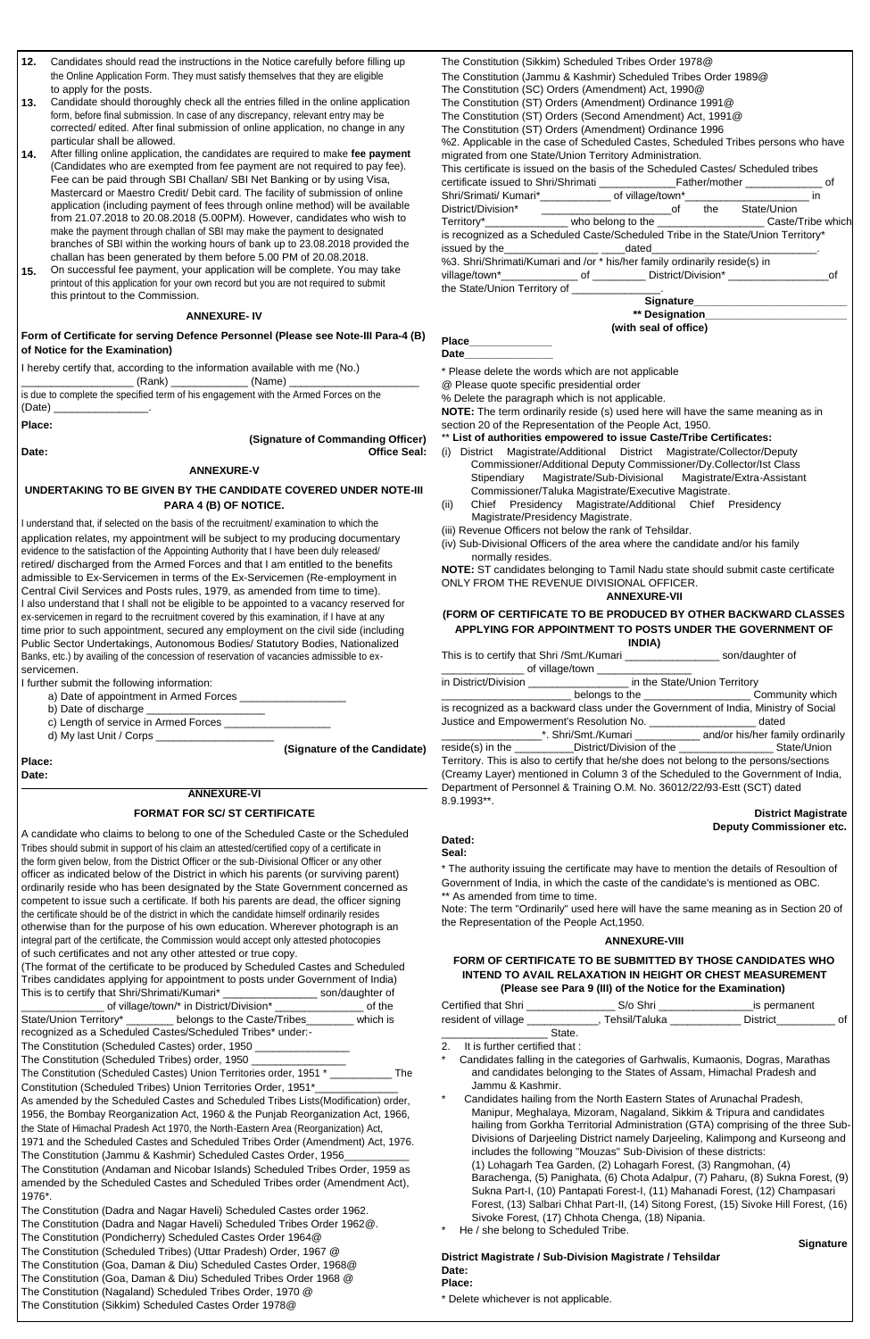12. Candidates should read the instructions in the Notice carefully before filling up the Online Application Form. They must satisfy themselves that they are eligible to apply for the posts.
13. Candidate should thoroughly check all the entries filled in the online application form, before final submission. In case of any discrepancy, relevant entry may be corrected/ edited. After final submission of online application, no change in any particular shall be allowed.
14. After filling online application, the candidates are required to make **fee payment** (Candidates who are exempted from fee payment are not required to pay fee). Fee can be paid through SBI Challan/ SBI Net Banking or by using Visa, Mastercard or Maestro Credit/ Debit card. The facility of submission of online application (including payment of fees through online method) will be available from 21.07.2018 to 20.08.2018 (5.00PM). However, candidates who wish to make the payment through challan of SBI may make the payment to designated branches of SBI within the working hours of bank up to 23.08.2018 provided the challan has been generated by them before 5.00 PM of 20.08.2018.
15. On successful fee payment, your application will be complete. You may take printout of this application for your own record but you are not required to submit this printout to the Commission.

## ANNEXURE- IV

**Form of Certificate for serving Defence Personnel (Please see Note-III Para-4 (B) of Notice for the Examination)**

I hereby certify that, according to the information available with me (No.) __________________ (Rank) ____________ (Name) ______________________ is due to complete the specified term of his engagement with the Armed Forces on the (Date) ________________.

**Place:**

**(Signature of Commanding Officer)**

**Date:** **Office Seal:**

## ANNEXURE-V

**UNDERTAKING TO BE GIVEN BY THE CANDIDATE COVERED UNDER NOTE-III PARA 4 (B) OF NOTICE.**

I understand that, if selected on the basis of the recruitment/ examination to which the application relates, my appointment will be subject to my producing documentary evidence to the satisfaction of the Appointing Authority that I have been duly released/ retired/ discharged from the Armed Forces and that I am entitled to the benefits admissible to Ex-Servicemen in terms of the Ex-Servicemen (Re-employment in Central Civil Services and Posts rules, 1979, as amended from time to time).

I also understand that I shall not be eligible to be appointed to a vacancy reserved for ex-servicemen in regard to the recruitment covered by this examination, if I have at any time prior to such appointment, secured any employment on the civil side (including Public Sector Undertakings, Autonomous Bodies/ Statutory Bodies, Nationalized Banks, etc.) by availing of the concession of reservation of vacancies admissible to ex-servicemen.

I further submit the following information:

a) Date of appointment in Armed Forces __________________
b) Date of discharge ____________________
c) Length of service in Armed Forces _________________
d) My last Unit / Corps ____________________

**(Signature of the Candidate)**

**Place:**
**Date:**

## ANNEXURE-VI

**FORMAT FOR SC/ ST CERTIFICATE**

A candidate who claims to belong to one of the Scheduled Caste or the Scheduled Tribes should submit in support of his claim an attested/certified copy of a certificate in the form given below, from the District Officer or the sub-Divisional Officer or any other officer as indicated below of the District in which his parents (or surviving parent) ordinarily reside who has been designated by the State Government concerned as competent to issue such a certificate. If both his parents are dead, the officer signing the certificate should be of the district in which the candidate himself ordinarily resides otherwise than for the purpose of his own education. Wherever photograph is an integral part of the certificate, the Commission would accept only attested photocopies of such certificates and not any other attested or true copy.

(The format of the certificate to be produced by Scheduled Castes and Scheduled Tribes candidates applying for appointment to posts under Government of India)

This is to certify that Shri/Shrimati/Kumari* ________________ son/daughter of ______________ of village/town/* in District/Division* _______________ of the State/Union Territory* ________ belongs to the Caste/Tribes________ which is recognized as a Scheduled Castes/Scheduled Tribes* under:-

The Constitution (Scheduled Castes) order, 1950 _______________
The Constitution (Scheduled Tribes) order, 1950 _______________
The Constitution (Scheduled Castes) Union Territories order, 1951 * __________ The Constitution (Scheduled Tribes) Union Territories Order, 1951*______________

As amended by the Scheduled Castes and Scheduled Tribes Lists(Modification) order, 1956, the Bombay Reorganization Act, 1960 & the Punjab Reorganization Act, 1966, the State of Himachal Pradesh Act 1970, the North-Eastern Area (Reorganization) Act, 1971 and the Scheduled Castes and Scheduled Tribes Order (Amendment) Act, 1976.

The Constitution (Jammu & Kashmir) Scheduled Castes Order, 1956___________
The Constitution (Andaman and Nicobar Islands) Scheduled Tribes Order, 1959 as amended by the Scheduled Castes and Scheduled Tribes order (Amendment Act), 1976*.
The Constitution (Dadra and Nagar Haveli) Scheduled Castes order 1962.
The Constitution (Dadra and Nagar Haveli) Scheduled Tribes Order 1962@.
The Constitution (Pondicherry) Scheduled Castes Order 1964@
The Constitution (Scheduled Tribes) (Uttar Pradesh) Order, 1967 @
The Constitution (Goa, Daman & Diu) Scheduled Castes Order, 1968@
The Constitution (Goa, Daman & Diu) Scheduled Tribes Order 1968 @
The Constitution (Nagaland) Scheduled Tribes Order, 1970 @
The Constitution (Sikkim) Scheduled Castes Order 1978@
The Constitution (Sikkim) Scheduled Tribes Order 1978@
The Constitution (Jammu & Kashmir) Scheduled Tribes Order 1989@
The Constitution (SC) Orders (Amendment) Act, 1990@
The Constitution (ST) Orders (Amendment) Ordinance 1991@
The Constitution (ST) Orders (Second Amendment) Act, 1991@
The Constitution (ST) Orders (Amendment) Ordinance 1996

%2. Applicable in the case of Scheduled Castes, Scheduled Tribes persons who have migrated from one State/Union Territory Administration.

This certificate is issued on the basis of the Scheduled Castes/ Scheduled tribes certificate issued to Shri/Shrimati _____________Father/mother _____________ of Shri/Srimati/ Kumari*___________ of village/town*____________________ in District/Division* ______________________of the State/Union Territory*______________ who belong to the __________________ Caste/Tribe which is recognized as a Scheduled Caste/Scheduled Tribe in the State/Union Territory* issued by the_____________________dated____________________________.

%3. Shri/Shrimati/Kumari and /or * his/her family ordinarily reside(s) in village/town*_____________ of _________ District/Division* ________________of the State/Union Territory of _______________.

**Signature**________________________
**\*\* Designation**______________________
**(with seal of office)**

**Place**_____________
**Date**______________

\* Please delete the words which are not applicable
@ Please quote specific presidential order
% Delete the paragraph which is not applicable.

**NOTE:** The term ordinarily reside (s) used here will have the same meaning as in section 20 of the Representation of the People Act, 1950.

**\*\* List of authorities empowered to issue Caste/Tribe Certificates:**

(i) District Magistrate/Additional District Magistrate/Collector/Deputy Commissioner/Additional Deputy Commissioner/Dy.Collector/Ist Class Stipendiary Magistrate/Sub-Divisional Magistrate/Extra-Assistant Commissioner/Taluka Magistrate/Executive Magistrate.
(ii) Chief Presidency Magistrate/Additional Chief Presidency Magistrate/Presidency Magistrate.
(iii) Revenue Officers not below the rank of Tehsildar.
(iv) Sub-Divisional Officers of the area where the candidate and/or his family normally resides.

**NOTE:** ST candidates belonging to Tamil Nadu state should submit caste certificate ONLY FROM THE REVENUE DIVISIONAL OFFICER.

## ANNEXURE-VII

**(FORM OF CERTIFICATE TO BE PRODUCED BY OTHER BACKWARD CLASSES APPLYING FOR APPOINTMENT TO POSTS UNDER THE GOVERNMENT OF INDIA)**

This is to certify that Shri /Smt./Kumari _______________ son/daughter of _____________ of village/town _______________ in District/Division ________________ in the State/Union Territory _____________________ belongs to the _________________ Community which is recognized as a backward class under the Government of India, Ministry of Social Justice and Empowerment's Resolution No. __________________ dated _______________*. Shri/Smt./Kumari __________ and/or his/her family ordinarily reside(s) in the _________District/Division of the _______________ State/Union Territory. This is also to certify that he/she does not belong to the persons/sections (Creamy Layer) mentioned in Column 3 of the Scheduled to the Government of India, Department of Personnel & Training O.M. No. 36012/22/93-Estt (SCT) dated 8.9.1993**.

**District Magistrate**
**Deputy Commissioner etc.**

**Dated:**
**Seal:**

\* The authority issuing the certificate may have to mention the details of Resoultion of Government of India, in which the caste of the candidate's is mentioned as OBC.
\*\* As amended from time to time.

Note: The term "Ordinarily" used here will have the same meaning as in Section 20 of the Representation of the People Act,1950.

## ANNEXURE-VIII

**FORM OF CERTIFICATE TO BE SUBMITTED BY THOSE CANDIDATES WHO INTEND TO AVAIL RELAXATION IN HEIGHT OR CHEST MEASUREMENT (Please see Para 9 (III) of the Notice for the Examination)**

Certified that Shri ______________ S/o Shri _______________is permanent resident of village ____________, Tehsil/Taluka ____________ District__________ of __________________ State.

2. It is further certified that :

- \* Candidates falling in the categories of Garhwalis, Kumaonis, Dogras, Marathas and candidates belonging to the States of Assam, Himachal Pradesh and Jammu & Kashmir.
- \* Candidates hailing from the North Eastern States of Arunachal Pradesh, Manipur, Meghalaya, Mizoram, Nagaland, Sikkim & Tripura and candidates hailing from Gorkha Territorial Administration (GTA) comprising of the three Sub-Divisions of Darjeeling District namely Darjeeling, Kalimpong and Kurseong and includes the following "Mouzas" Sub-Division of these districts: (1) Lohagarh Tea Garden, (2) Lohagarh Forest, (3) Rangmohan, (4) Barachenga, (5) Panighata, (6) Chota Adalpur, (7) Paharu, (8) Sukna Forest, (9) Sukna Part-I, (10) Pantapati Forest-I, (11) Mahanadi Forest, (12) Champasari Forest, (13) Salbari Chhat Part-II, (14) Sitong Forest, (15) Sivoke Hill Forest, (16) Sivoke Forest, (17) Chhota Chenga, (18) Nipania.
- \* He / she belong to Scheduled Tribe.

**Signature**

**District Magistrate / Sub-Division Magistrate / Tehsildar**
**Date:**
**Place:**

\* Delete whichever is not applicable.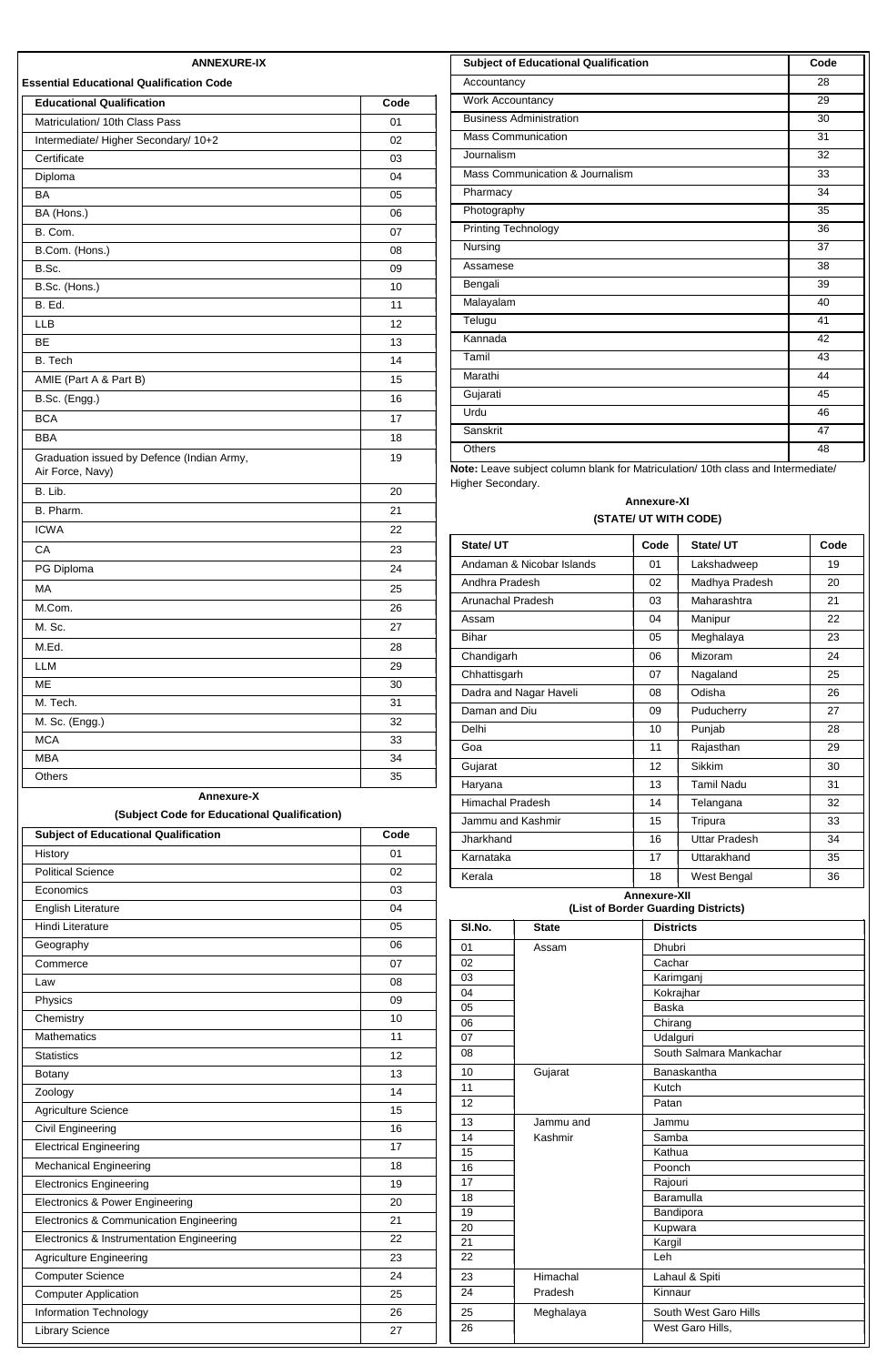## ANNEXURE-IX

**Essential Educational Qualification Code**

| Educational Qualification | Code |
|---|---|
| Matriculation/ 10th Class Pass | 01 |
| Intermediate/ Higher Secondary/ 10+2 | 02 |
| Certificate | 03 |
| Diploma | 04 |
| BA | 05 |
| BA (Hons.) | 06 |
| B. Com. | 07 |
| B.Com. (Hons.) | 08 |
| B.Sc. | 09 |
| B.Sc. (Hons.) | 10 |
| B. Ed. | 11 |
| LLB | 12 |
| BE | 13 |
| B. Tech | 14 |
| AMIE (Part A & Part B) | 15 |
| B.Sc. (Engg.) | 16 |
| BCA | 17 |
| BBA | 18 |
| Graduation issued by Defence (Indian Army, Air Force, Navy) | 19 |
| B. Lib. | 20 |
| B. Pharm. | 21 |
| ICWA | 22 |
| CA | 23 |
| PG Diploma | 24 |
| MA | 25 |
| M.Com. | 26 |
| M. Sc. | 27 |
| M.Ed. | 28 |
| LLM | 29 |
| ME | 30 |
| M. Tech. | 31 |
| M. Sc. (Engg.) | 32 |
| MCA | 33 |
| MBA | 34 |
| Others | 35 |

## Annexure-X

**(Subject Code for Educational Qualification)**

| Subject of Educational Qualification | Code |
|---|---|
| History | 01 |
| Political Science | 02 |
| Economics | 03 |
| English Literature | 04 |
| Hindi Literature | 05 |
| Geography | 06 |
| Commerce | 07 |
| Law | 08 |
| Physics | 09 |
| Chemistry | 10 |
| Mathematics | 11 |
| Statistics | 12 |
| Botany | 13 |
| Zoology | 14 |
| Agriculture Science | 15 |
| Civil Engineering | 16 |
| Electrical Engineering | 17 |
| Mechanical Engineering | 18 |
| Electronics Engineering | 19 |
| Electronics & Power Engineering | 20 |
| Electronics & Communication Engineering | 21 |
| Electronics & Instrumentation Engineering | 22 |
| Agriculture Engineering | 23 |
| Computer Science | 24 |
| Computer Application | 25 |
| Information Technology | 26 |
| Library Science | 27 |
| Accountancy | 28 |
| Work Accountancy | 29 |
| Business Administration | 30 |
| Mass Communication | 31 |
| Journalism | 32 |
| Mass Communication & Journalism | 33 |
| Pharmacy | 34 |
| Photography | 35 |
| Printing Technology | 36 |
| Nursing | 37 |
| Assamese | 38 |
| Bengali | 39 |
| Malayalam | 40 |
| Telugu | 41 |
| Kannada | 42 |
| Tamil | 43 |
| Marathi | 44 |
| Gujarati | 45 |
| Urdu | 46 |
| Sanskrit | 47 |
| Others | 48 |

**Note:** Leave subject column blank for Matriculation/ 10th class and Intermediate/ Higher Secondary.

## Annexure-XI

**(STATE/ UT WITH CODE)**

| State/ UT | Code | State/ UT | Code |
|---|---|---|---|
| Andaman & Nicobar Islands | 01 | Lakshadweep | 19 |
| Andhra Pradesh | 02 | Madhya Pradesh | 20 |
| Arunachal Pradesh | 03 | Maharashtra | 21 |
| Assam | 04 | Manipur | 22 |
| Bihar | 05 | Meghalaya | 23 |
| Chandigarh | 06 | Mizoram | 24 |
| Chhattisgarh | 07 | Nagaland | 25 |
| Dadra and Nagar Haveli | 08 | Odisha | 26 |
| Daman and Diu | 09 | Puducherry | 27 |
| Delhi | 10 | Punjab | 28 |
| Goa | 11 | Rajasthan | 29 |
| Gujarat | 12 | Sikkim | 30 |
| Haryana | 13 | Tamil Nadu | 31 |
| Himachal Pradesh | 14 | Telangana | 32 |
| Jammu and Kashmir | 15 | Tripura | 33 |
| Jharkhand | 16 | Uttar Pradesh | 34 |
| Karnataka | 17 | Uttarakhand | 35 |
| Kerala | 18 | West Bengal | 36 |

## Annexure-XII

**(List of Border Guarding Districts)**

| Sl.No. | State | Districts |
|---|---|---|
| 01 | Assam | Dhubri |
| 02 | | Cachar |
| 03 | | Karimganj |
| 04 | | Kokrajhar |
| 05 | | Baska |
| 06 | | Chirang |
| 07 | | Udalguri |
| 08 | | South Salmara Mankachar |
| 10 | Gujarat | Banaskantha |
| 11 | | Kutch |
| 12 | | Patan |
| 13 | Jammu and Kashmir | Jammu |
| 14 | | Samba |
| 15 | | Kathua |
| 16 | | Poonch |
| 17 | | Rajouri |
| 18 | | Baramulla |
| 19 | | Bandipora |
| 20 | | Kupwara |
| 21 | | Kargil |
| 22 | | Leh |
| 23 | Himachal Pradesh | Lahaul & Spiti |
| 24 | | Kinnaur |
| 25 | Meghalaya | South West Garo Hills |
| 26 | | West Garo Hills, |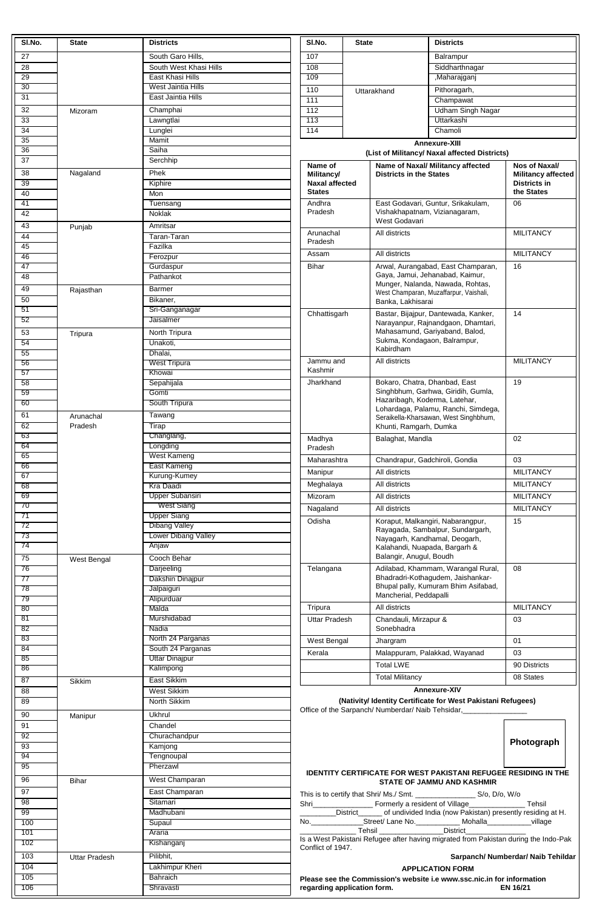| Sl.No. | State | Districts |
|---|---|---|
| 27 | | South Garo Hills, |
| 28 | | South West Khasi Hills |
| 29 | | East Khasi Hills |
| 30 | | West Jaintia Hills |
| 31 | | East Jaintia Hills |
| 32 | Mizoram | Champhai |
| 33 | | Lawngtlai |
| 34 | | Lunglei |
| 35 | | Mamit |
| 36 | | Saiha |
| 37 | | Serchhip |
| 38 | Nagaland | Phek |
| 39 | | Kiphire |
| 40 | | Mon |
| 41 | | Tuensang |
| 42 | | Noklak |
| 43 | Punjab | Amritsar |
| 44 | | Taran-Taran |
| 45 | | Fazilka |
| 46 | | Ferozpur |
| 47 | | Gurdaspur |
| 48 | | Pathankot |
| 49 | Rajasthan | Barmer |
| 50 | | Bikaner, |
| 51 | | Sri-Ganganagar |
| 52 | | Jaisalmer |
| 53 | Tripura | North Tripura |
| 54 | | Unakoti, |
| 55 | | Dhalai, |
| 56 | | West Tripura |
| 57 | | Khowai |
| 58 | | Sepahijala |
| 59 | | Gomti |
| 60 | | South Tripura |
| 61 | Arunachal Pradesh | Tawang |
| 62 | | Tirap |
| 63 | | Changlang, |
| 64 | | Longding |
| 65 | | West Kameng |
| 66 | | East Kameng |
| 67 | | Kurung-Kumey |
| 68 | | Kra Daadi |
| 69 | | Upper Subansiri |
| 70 | | West Siang |
| 71 | | Upper Siang |
| 72 | | Dibang Valley |
| 73 | | Lower Dibang Valley |
| 74 | | Anjaw |
| 75 | West Bengal | Cooch Behar |
| 76 | | Darjeeling |
| 77 | | Dakshin Dinajpur |
| 78 | | Jalpaiguri |
| 79 | | Alipurduar |
| 80 | | Malda |
| 81 | | Murshidabad |
| 82 | | Nadia |
| 83 | | North 24 Parganas |
| 84 | | South 24 Parganas |
| 85 | | Uttar Dinajpur |
| 86 | | Kalimpong |
| 87 | Sikkim | East Sikkim |
| 88 | | West Sikkim |
| 89 | | North Sikkim |
| 90 | Manipur | Ukhrul |
| 91 | | Chandel |
| 92 | | Churachandpur |
| 93 | | Kamjong |
| 94 | | Tengnoupal |
| 95 | | Pherzawl |
| 96 | Bihar | West Champaran |
| 97 | | East Champaran |
| 98 | | Sitamari |
| 99 | | Madhubani |
| 100 | | Supaul |
| 101 | | Araria |
| 102 | | Kishanganj |
| 103 | Uttar Pradesh | Pilibhit, |
| 104 | | Lakhimpur Kheri |
| 105 | | Bahraich |
| 106 | | Shravasti |
| 107 | | Balrampur |
| 108 | | Siddharthnagar |
| 109 | | ,Maharajganj |
| 110 | Uttarakhand | Pithoragarh, |
| 111 | | Champawat |
| 112 | | Udham Singh Nagar |
| 113 | | Uttarkashi |
| 114 | | Chamoli |

## Annexure-XIII

**(List of Militancy/ Naxal affected Districts)**

| Name of Militancy/ Naxal affected States | Name of Naxal/ Militancy affected Districts in the States | Nos of Naxal/ Militancy affected Districts in the States |
|---|---|---|
| Andhra Pradesh | East Godavari, Guntur, Srikakulam, Vishakhapatnam, Vizianagaram, West Godavari | 06 |
| Arunachal Pradesh | All districts | MILITANCY |
| Assam | All districts | MILITANCY |
| Bihar | Arwal, Aurangabad, East Champaran, Gaya, Jamui, Jehanabad, Kaimur, Munger, Nalanda, Nawada, Rohtas, West Champaran, Muzaffarpur, Vaishali, Banka, Lakhisarai | 16 |
| Chhattisgarh | Bastar, Bijajpur, Dantewada, Kanker, Narayanpur, Rajnandgaon, Dhamtari, Mahasamund, Gariyaband, Balod, Sukma, Kondagaon, Balrampur, Kabirdham | 14 |
| Jammu and Kashmir | All districts | MILITANCY |
| Jharkhand | Bokaro, Chatra, Dhanbad, East Singhbhum, Garhwa, Giridih, Gumla, Hazaribagh, Koderma, Latehar, Lohardaga, Palamu, Ranchi, Simdega, Seraikella-Kharsawan, West Singhbhum, Khunti, Ramgarh, Dumka | 19 |
| Madhya Pradesh | Balaghat, Mandla | 02 |
| Maharashtra | Chandrapur, Gadchiroli, Gondia | 03 |
| Manipur | All districts | MILITANCY |
| Meghalaya | All districts | MILITANCY |
| Mizoram | All districts | MILITANCY |
| Nagaland | All districts | MILITANCY |
| Odisha | Koraput, Malkangiri, Nabarangpur, Rayagada, Sambalpur, Sundargarh, Nayagarh, Kandhamal, Deogarh, Kalahandi, Nuapada, Bargarh & Balangir, Anugul, Boudh | 15 |
| Telangana | Adilabad, Khammam, Warangal Rural, Bhadradri-Kothagudem, Jaishankar-Bhupal pally, Kumuram Bhim Asifabad, Mancherial, Peddapalli | 08 |
| Tripura | All districts | MILITANCY |
| Uttar Pradesh | Chandauli, Mirzapur & Sonebhadra | 03 |
| West Bengal | Jhargram | 01 |
| Kerala | Malappuram, Palakkad, Wayanad | 03 |
| | Total LWE | 90 Districts |
| | Total Militancy | 08 States |

## Annexure-XIV

**(Nativity/ Identity Certificate for West Pakistani Refugees)**

Office of the Sarpanch/ Numberdar/ Naib Tehsidar,________________

**Photograph**

**IDENTITY CERTIFICATE FOR WEST PAKISTANI REFUGEE RESIDING IN THE STATE OF JAMMU AND KASHMIR**

This is to certify that Shri/ Ms./ Smt. _______________ S/o, D/o, W/o Shri_______________ Formerly a resident of Village______________ Tehsil ________District______ of undivided India (now Pakistan) presently residing at H. No.____________Street/ Lane No.___________ Mohalla___________village ____________ Tehsil ________________District_______________

Is a West Pakistani Refugee after having migrated from Pakistan during the Indo-Pak Conflict of 1947.

**Sarpanch/ Numberdar/ Naib Tehildar**

**APPLICATION FORM**

**Please see the Commission's website i.e www.ssc.nic.in for information regarding application form.**

**EN 16/21**